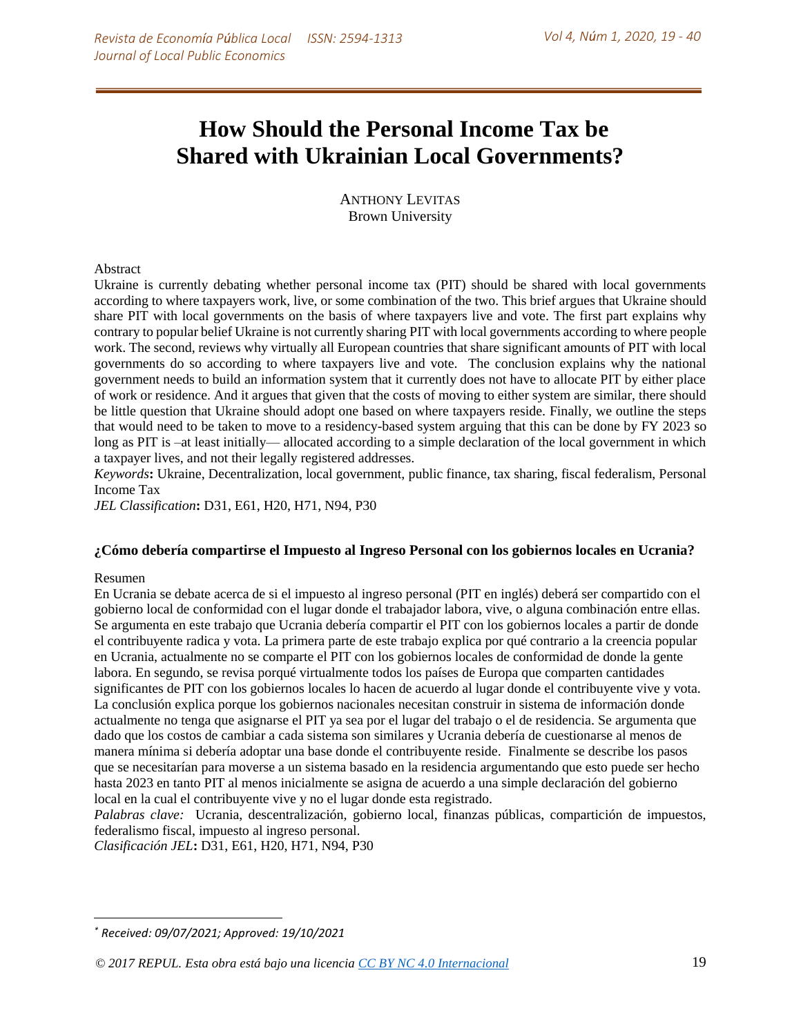# How Should the Personal Income Tax be Shared with Ukrainian Local Governments?

ANTHONY LEVITAS
Brown University

Abstract

Ukraine is currently debating whether personal income tax (PIT) should be shared with local governments according to where taxpayers work, live, or some combination of the two. This brief argues that Ukraine should share PIT with local governments on the basis of where taxpayers live and vote. The first part explains why contrary to popular belief Ukraine is not currently sharing PIT with local governments according to where people work. The second, reviews why virtually all European countries that share significant amounts of PIT with local governments do so according to where taxpayers live and vote. The conclusion explains why the national government needs to build an information system that it currently does not have to allocate PIT by either place of work or residence. And it argues that given that the costs of moving to either system are similar, there should be little question that Ukraine should adopt one based on where taxpayers reside. Finally, we outline the steps that would need to be taken to move to a residency-based system arguing that this can be done by FY 2023 so long as PIT is –at least initially— allocated according to a simple declaration of the local government in which a taxpayer lives, and not their legally registered addresses.

*Keywords*: Ukraine, Decentralization, local government, public finance, tax sharing, fiscal federalism, Personal Income Tax

*JEL Classification*: D31, E61, H20, H71, N94, P30

**¿Cómo debería compartirse el Impuesto al Ingreso Personal con los gobiernos locales en Ucrania?**

Resumen

En Ucrania se debate acerca de si el impuesto al ingreso personal (PIT en inglés) deberá ser compartido con el gobierno local de conformidad con el lugar donde el trabajador labora, vive, o alguna combinación entre ellas. Se argumenta en este trabajo que Ucrania debería compartir el PIT con los gobiernos locales a partir de donde el contribuyente radica y vota. La primera parte de este trabajo explica por qué contrario a la creencia popular en Ucrania, actualmente no se comparte el PIT con los gobiernos locales de conformidad de donde la gente labora. En segundo, se revisa porqué virtualmente todos los países de Europa que comparten cantidades significantes de PIT con los gobiernos locales lo hacen de acuerdo al lugar donde el contribuyente vive y vota. La conclusión explica porque los gobiernos nacionales necesitan construir in sistema de información donde actualmente no tenga que asignarse el PIT ya sea por el lugar del trabajo o el de residencia. Se argumenta que dado que los costos de cambiar a cada sistema son similares y Ucrania debería de cuestionarse al menos de manera mínima si debería adoptar una base donde el contribuyente reside. Finalmente se describe los pasos que se necesitarían para moverse a un sistema basado en la residencia argumentando que esto puede ser hecho hasta 2023 en tanto PIT al menos inicialmente se asigna de acuerdo a una simple declaración del gobierno local en la cual el contribuyente vive y no el lugar donde esta registrado.

*Palabras clave:* Ucrania, descentralización, gobierno local, finanzas públicas, compartición de impuestos, federalismo fiscal, impuesto al ingreso personal.

*Clasificación JEL*: D31, E61, H20, H71, N94, P30

[*] *Received: 09/07/2021; Approved: 19/10/2021*

*© 2017 REPUL. Esta obra está bajo una licencia CC BY NC 4.0 Internacional*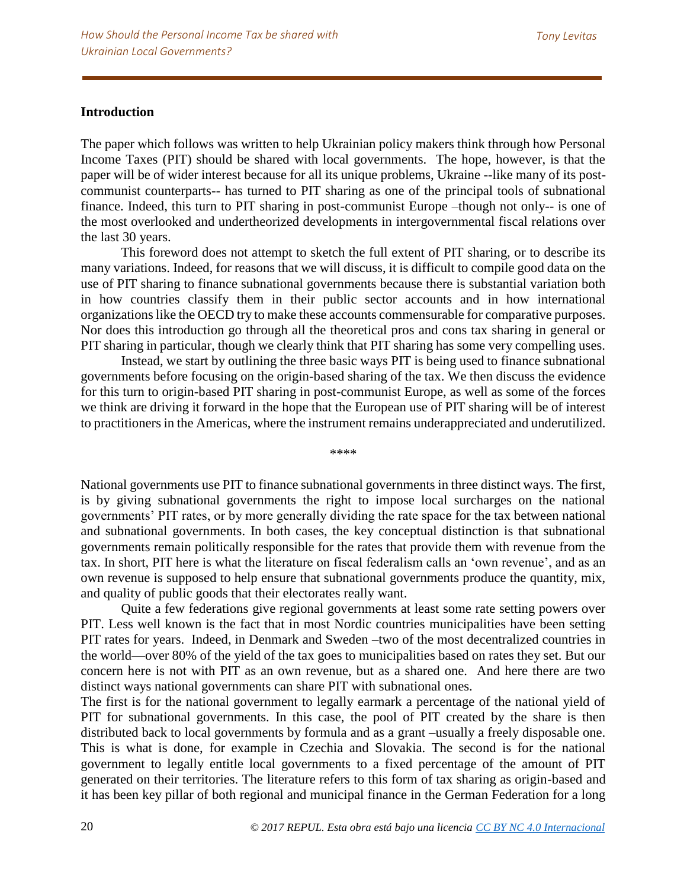## Introduction

The paper which follows was written to help Ukrainian policy makers think through how Personal Income Taxes (PIT) should be shared with local governments. The hope, however, is that the paper will be of wider interest because for all its unique problems, Ukraine --like many of its post-communist counterparts-- has turned to PIT sharing as one of the principal tools of subnational finance. Indeed, this turn to PIT sharing in post-communist Europe –though not only-- is one of the most overlooked and undertheorized developments in intergovernmental fiscal relations over the last 30 years.

This foreword does not attempt to sketch the full extent of PIT sharing, or to describe its many variations. Indeed, for reasons that we will discuss, it is difficult to compile good data on the use of PIT sharing to finance subnational governments because there is substantial variation both in how countries classify them in their public sector accounts and in how international organizations like the OECD try to make these accounts commensurable for comparative purposes. Nor does this introduction go through all the theoretical pros and cons tax sharing in general or PIT sharing in particular, though we clearly think that PIT sharing has some very compelling uses.

Instead, we start by outlining the three basic ways PIT is being used to finance subnational governments before focusing on the origin-based sharing of the tax. We then discuss the evidence for this turn to origin-based PIT sharing in post-communist Europe, as well as some of the forces we think are driving it forward in the hope that the European use of PIT sharing will be of interest to practitioners in the Americas, where the instrument remains underappreciated and underutilized.

\*\*\*\*

National governments use PIT to finance subnational governments in three distinct ways. The first, is by giving subnational governments the right to impose local surcharges on the national governments' PIT rates, or by more generally dividing the rate space for the tax between national and subnational governments. In both cases, the key conceptual distinction is that subnational governments remain politically responsible for the rates that provide them with revenue from the tax. In short, PIT here is what the literature on fiscal federalism calls an 'own revenue', and as an own revenue is supposed to help ensure that subnational governments produce the quantity, mix, and quality of public goods that their electorates really want.

Quite a few federations give regional governments at least some rate setting powers over PIT. Less well known is the fact that in most Nordic countries municipalities have been setting PIT rates for years. Indeed, in Denmark and Sweden –two of the most decentralized countries in the world—over 80% of the yield of the tax goes to municipalities based on rates they set. But our concern here is not with PIT as an own revenue, but as a shared one. And here there are two distinct ways national governments can share PIT with subnational ones.

The first is for the national government to legally earmark a percentage of the national yield of PIT for subnational governments. In this case, the pool of PIT created by the share is then distributed back to local governments by formula and as a grant –usually a freely disposable one. This is what is done, for example in Czechia and Slovakia. The second is for the national government to legally entitle local governments to a fixed percentage of the amount of PIT generated on their territories. The literature refers to this form of tax sharing as origin-based and it has been key pillar of both regional and municipal finance in the German Federation for a long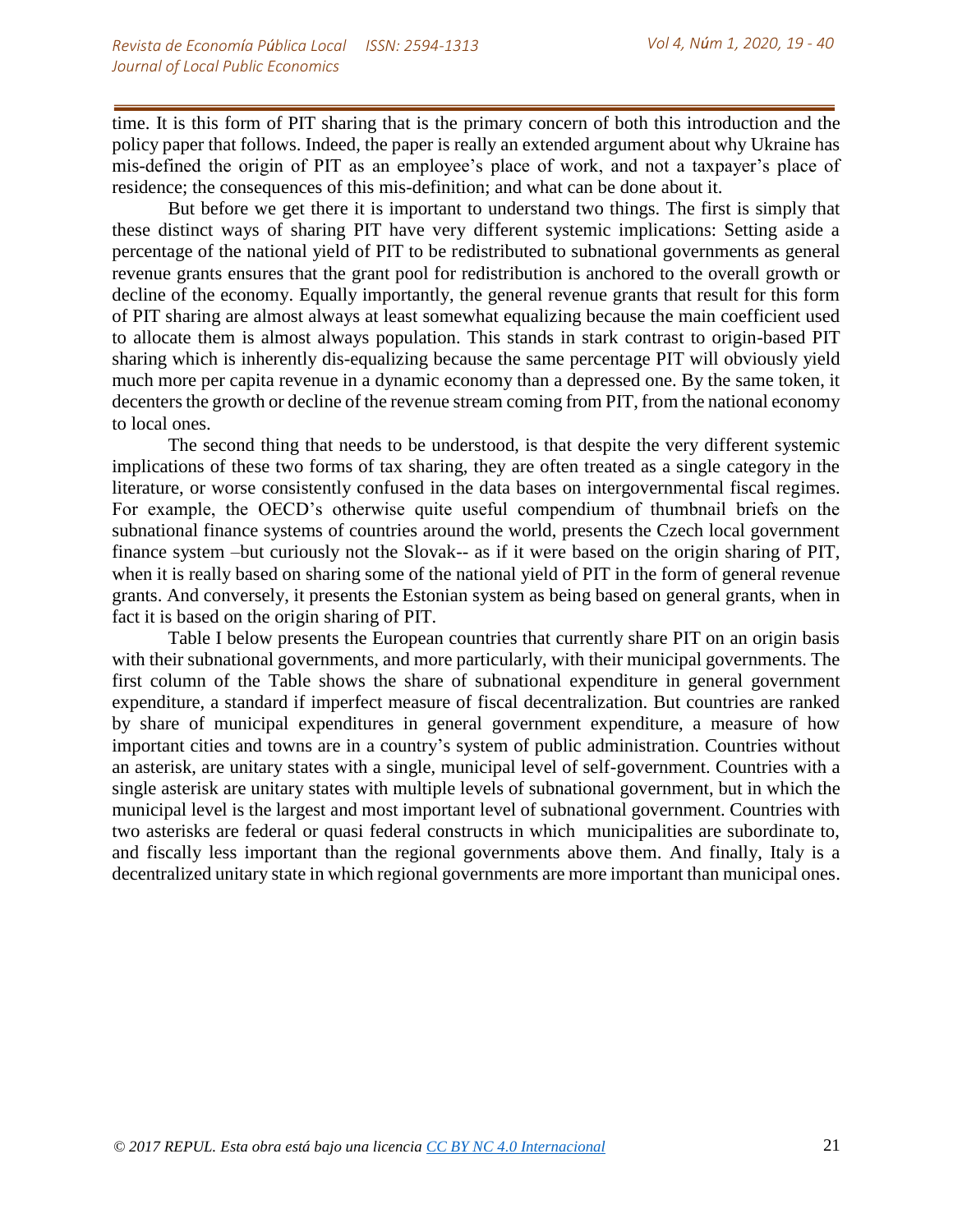time. It is this form of PIT sharing that is the primary concern of both this introduction and the policy paper that follows. Indeed, the paper is really an extended argument about why Ukraine has mis-defined the origin of PIT as an employee's place of work, and not a taxpayer's place of residence; the consequences of this mis-definition; and what can be done about it.

But before we get there it is important to understand two things. The first is simply that these distinct ways of sharing PIT have very different systemic implications: Setting aside a percentage of the national yield of PIT to be redistributed to subnational governments as general revenue grants ensures that the grant pool for redistribution is anchored to the overall growth or decline of the economy. Equally importantly, the general revenue grants that result for this form of PIT sharing are almost always at least somewhat equalizing because the main coefficient used to allocate them is almost always population. This stands in stark contrast to origin-based PIT sharing which is inherently dis-equalizing because the same percentage PIT will obviously yield much more per capita revenue in a dynamic economy than a depressed one. By the same token, it decenters the growth or decline of the revenue stream coming from PIT, from the national economy to local ones.

The second thing that needs to be understood, is that despite the very different systemic implications of these two forms of tax sharing, they are often treated as a single category in the literature, or worse consistently confused in the data bases on intergovernmental fiscal regimes. For example, the OECD's otherwise quite useful compendium of thumbnail briefs on the subnational finance systems of countries around the world, presents the Czech local government finance system –but curiously not the Slovak-- as if it were based on the origin sharing of PIT, when it is really based on sharing some of the national yield of PIT in the form of general revenue grants. And conversely, it presents the Estonian system as being based on general grants, when in fact it is based on the origin sharing of PIT.

Table I below presents the European countries that currently share PIT on an origin basis with their subnational governments, and more particularly, with their municipal governments. The first column of the Table shows the share of subnational expenditure in general government expenditure, a standard if imperfect measure of fiscal decentralization. But countries are ranked by share of municipal expenditures in general government expenditure, a measure of how important cities and towns are in a country's system of public administration. Countries without an asterisk, are unitary states with a single, municipal level of self-government. Countries with a single asterisk are unitary states with multiple levels of subnational government, but in which the municipal level is the largest and most important level of subnational government. Countries with two asterisks are federal or quasi federal constructs in which municipalities are subordinate to, and fiscally less important than the regional governments above them. And finally, Italy is a decentralized unitary state in which regional governments are more important than municipal ones.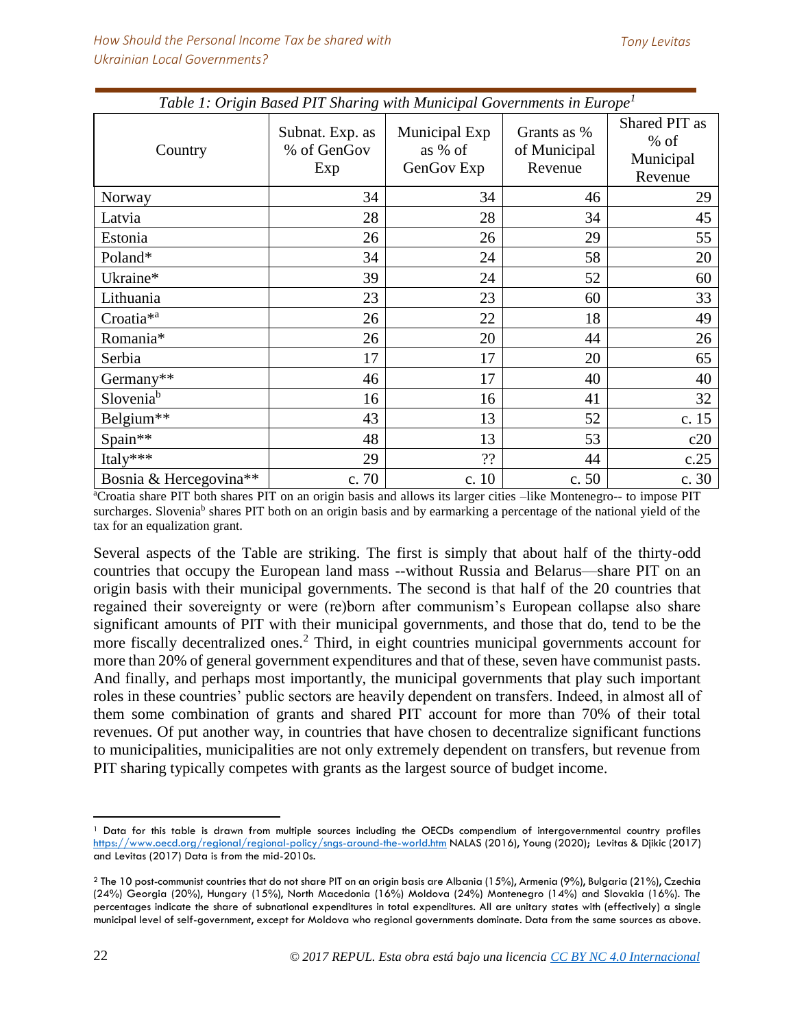*Table 1: Origin Based PIT Sharing with Municipal Governments in Europe*[1]

| Country | Subnat. Exp. as % of GenGov Exp | Municipal Exp as % of GenGov Exp | Grants as % of Municipal Revenue | Shared PIT as % of Municipal Revenue |
|---|---|---|---|---|
| Norway | 34 | 34 | 46 | 29 |
| Latvia | 28 | 28 | 34 | 45 |
| Estonia | 26 | 26 | 29 | 55 |
| Poland* | 34 | 24 | 58 | 20 |
| Ukraine* | 39 | 24 | 52 | 60 |
| Lithuania | 23 | 23 | 60 | 33 |
| Croatia*[a] | 26 | 22 | 18 | 49 |
| Romania* | 26 | 20 | 44 | 26 |
| Serbia | 17 | 17 | 20 | 65 |
| Germany** | 46 | 17 | 40 | 40 |
| Slovenia[b] | 16 | 16 | 41 | 32 |
| Belgium** | 43 | 13 | 52 | c. 15 |
| Spain** | 48 | 13 | 53 | c20 |
| Italy*** | 29 | ?? | 44 | c.25 |
| Bosnia & Hercegovina** | c. 70 | c. 10 | c. 50 | c. 30 |

[a]Croatia share PIT both shares PIT on an origin basis and allows its larger cities –like Montenegro-- to impose PIT surcharges. Slovenia[b] shares PIT both on an origin basis and by earmarking a percentage of the national yield of the tax for an equalization grant.

Several aspects of the Table are striking. The first is simply that about half of the thirty-odd countries that occupy the European land mass --without Russia and Belarus—share PIT on an origin basis with their municipal governments. The second is that half of the 20 countries that regained their sovereignty or were (re)born after communism's European collapse also share significant amounts of PIT with their municipal governments, and those that do, tend to be the more fiscally decentralized ones.[2] Third, in eight countries municipal governments account for more than 20% of general government expenditures and that of these, seven have communist pasts. And finally, and perhaps most importantly, the municipal governments that play such important roles in these countries' public sectors are heavily dependent on transfers. Indeed, in almost all of them some combination of grants and shared PIT account for more than 70% of their total revenues. Of put another way, in countries that have chosen to decentralize significant functions to municipalities, municipalities are not only extremely dependent on transfers, but revenue from PIT sharing typically competes with grants as the largest source of budget income.

---

[1] Data for this table is drawn from multiple sources including the OECDs compendium of intergovernmental country profiles https://www.oecd.org/regional/regional-policy/sngs-around-the-world.htm NALAS (2016), Young (2020); Levitas & Djikic (2017) and Levitas (2017) Data is from the mid-2010s.

[2] The 10 post-communist countries that do not share PIT on an origin basis are Albania (15%), Armenia (9%), Bulgaria (21%), Czechia (24%) Georgia (20%), Hungary (15%), North Macedonia (16%) Moldova (24%) Montenegro (14%) and Slovakia (16%). The percentages indicate the share of subnational expenditures in total expenditures. All are unitary states with (effectively) a single municipal level of self-government, except for Moldova who regional governments dominate. Data from the same sources as above.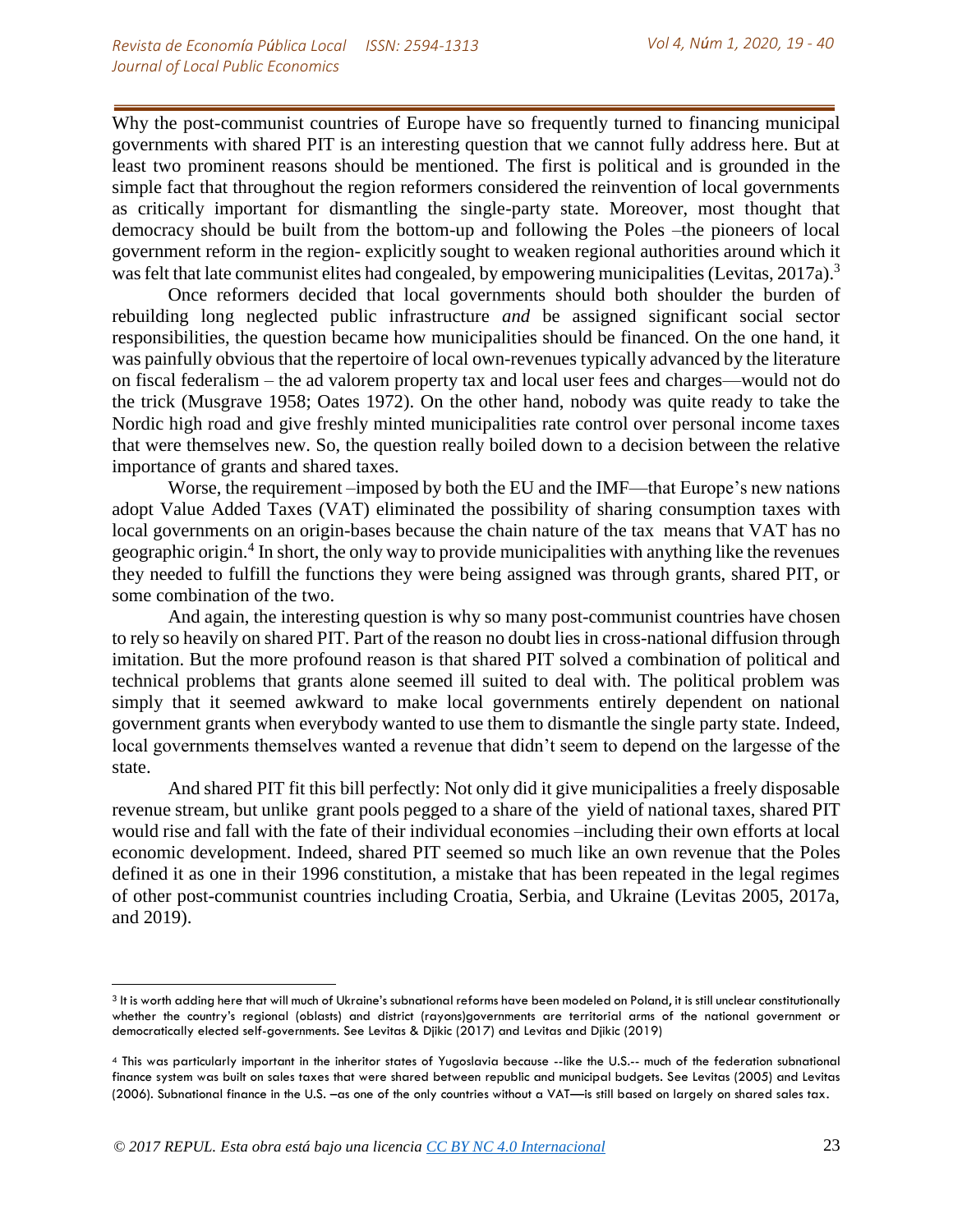Why the post-communist countries of Europe have so frequently turned to financing municipal governments with shared PIT is an interesting question that we cannot fully address here. But at least two prominent reasons should be mentioned. The first is political and is grounded in the simple fact that throughout the region reformers considered the reinvention of local governments as critically important for dismantling the single-party state. Moreover, most thought that democracy should be built from the bottom-up and following the Poles –the pioneers of local government reform in the region- explicitly sought to weaken regional authorities around which it was felt that late communist elites had congealed, by empowering municipalities (Levitas, 2017a).[3]

Once reformers decided that local governments should both shoulder the burden of rebuilding long neglected public infrastructure *and* be assigned significant social sector responsibilities, the question became how municipalities should be financed. On the one hand, it was painfully obvious that the repertoire of local own-revenues typically advanced by the literature on fiscal federalism – the ad valorem property tax and local user fees and charges—would not do the trick (Musgrave 1958; Oates 1972). On the other hand, nobody was quite ready to take the Nordic high road and give freshly minted municipalities rate control over personal income taxes that were themselves new. So, the question really boiled down to a decision between the relative importance of grants and shared taxes.

Worse, the requirement –imposed by both the EU and the IMF—that Europe's new nations adopt Value Added Taxes (VAT) eliminated the possibility of sharing consumption taxes with local governments on an origin-bases because the chain nature of the tax means that VAT has no geographic origin.[4] In short, the only way to provide municipalities with anything like the revenues they needed to fulfill the functions they were being assigned was through grants, shared PIT, or some combination of the two.

And again, the interesting question is why so many post-communist countries have chosen to rely so heavily on shared PIT. Part of the reason no doubt lies in cross-national diffusion through imitation. But the more profound reason is that shared PIT solved a combination of political and technical problems that grants alone seemed ill suited to deal with. The political problem was simply that it seemed awkward to make local governments entirely dependent on national government grants when everybody wanted to use them to dismantle the single party state. Indeed, local governments themselves wanted a revenue that didn't seem to depend on the largesse of the state.

And shared PIT fit this bill perfectly: Not only did it give municipalities a freely disposable revenue stream, but unlike grant pools pegged to a share of the yield of national taxes, shared PIT would rise and fall with the fate of their individual economies –including their own efforts at local economic development. Indeed, shared PIT seemed so much like an own revenue that the Poles defined it as one in their 1996 constitution, a mistake that has been repeated in the legal regimes of other post-communist countries including Croatia, Serbia, and Ukraine (Levitas 2005, 2017a, and 2019).

---

[3] It is worth adding here that will much of Ukraine's subnational reforms have been modeled on Poland, it is still unclear constitutionally whether the country's regional (oblasts) and district (rayons)governments are territorial arms of the national government or democratically elected self-governments. See Levitas & Djikic (2017) and Levitas and Djikic (2019)

[4] This was particularly important in the inheritor states of Yugoslavia because --like the U.S.-- much of the federation subnational finance system was built on sales taxes that were shared between republic and municipal budgets. See Levitas (2005) and Levitas (2006). Subnational finance in the U.S. –as one of the only countries without a VAT—is still based on largely on shared sales tax.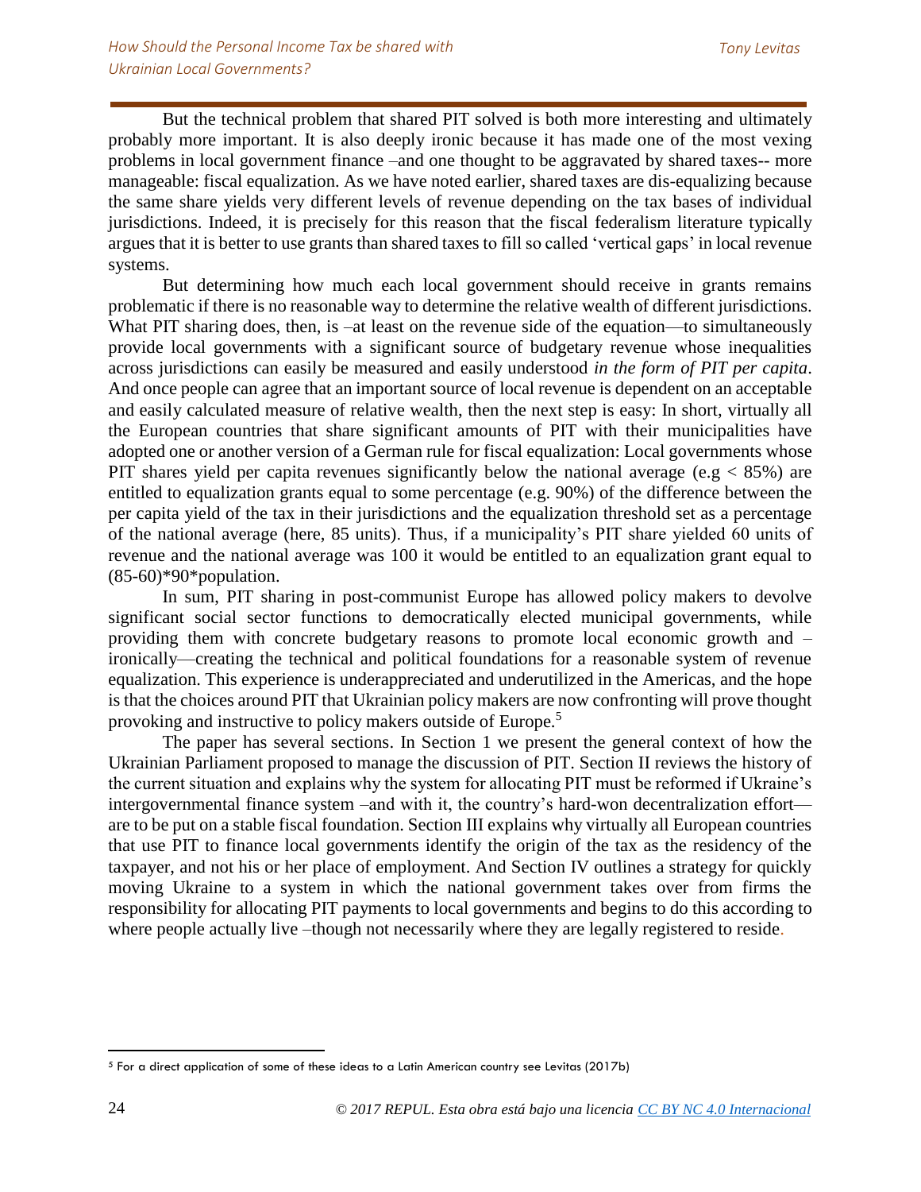But the technical problem that shared PIT solved is both more interesting and ultimately probably more important. It is also deeply ironic because it has made one of the most vexing problems in local government finance –and one thought to be aggravated by shared taxes-- more manageable: fiscal equalization. As we have noted earlier, shared taxes are dis-equalizing because the same share yields very different levels of revenue depending on the tax bases of individual jurisdictions. Indeed, it is precisely for this reason that the fiscal federalism literature typically argues that it is better to use grants than shared taxes to fill so called 'vertical gaps' in local revenue systems.

But determining how much each local government should receive in grants remains problematic if there is no reasonable way to determine the relative wealth of different jurisdictions. What PIT sharing does, then, is –at least on the revenue side of the equation—to simultaneously provide local governments with a significant source of budgetary revenue whose inequalities across jurisdictions can easily be measured and easily understood *in the form of PIT per capita*. And once people can agree that an important source of local revenue is dependent on an acceptable and easily calculated measure of relative wealth, then the next step is easy: In short, virtually all the European countries that share significant amounts of PIT with their municipalities have adopted one or another version of a German rule for fiscal equalization: Local governments whose PIT shares yield per capita revenues significantly below the national average (e.g < 85%) are entitled to equalization grants equal to some percentage (e.g. 90%) of the difference between the per capita yield of the tax in their jurisdictions and the equalization threshold set as a percentage of the national average (here, 85 units). Thus, if a municipality's PIT share yielded 60 units of revenue and the national average was 100 it would be entitled to an equalization grant equal to (85-60)*90*population.

In sum, PIT sharing in post-communist Europe has allowed policy makers to devolve significant social sector functions to democratically elected municipal governments, while providing them with concrete budgetary reasons to promote local economic growth and –ironically—creating the technical and political foundations for a reasonable system of revenue equalization. This experience is underappreciated and underutilized in the Americas, and the hope is that the choices around PIT that Ukrainian policy makers are now confronting will prove thought provoking and instructive to policy makers outside of Europe.[5]

The paper has several sections. In Section 1 we present the general context of how the Ukrainian Parliament proposed to manage the discussion of PIT. Section II reviews the history of the current situation and explains why the system for allocating PIT must be reformed if Ukraine's intergovernmental finance system –and with it, the country's hard-won decentralization effort—are to be put on a stable fiscal foundation. Section III explains why virtually all European countries that use PIT to finance local governments identify the origin of the tax as the residency of the taxpayer, and not his or her place of employment. And Section IV outlines a strategy for quickly moving Ukraine to a system in which the national government takes over from firms the responsibility for allocating PIT payments to local governments and begins to do this according to where people actually live –though not necessarily where they are legally registered to reside.

[5] For a direct application of some of these ideas to a Latin American country see Levitas (2017b)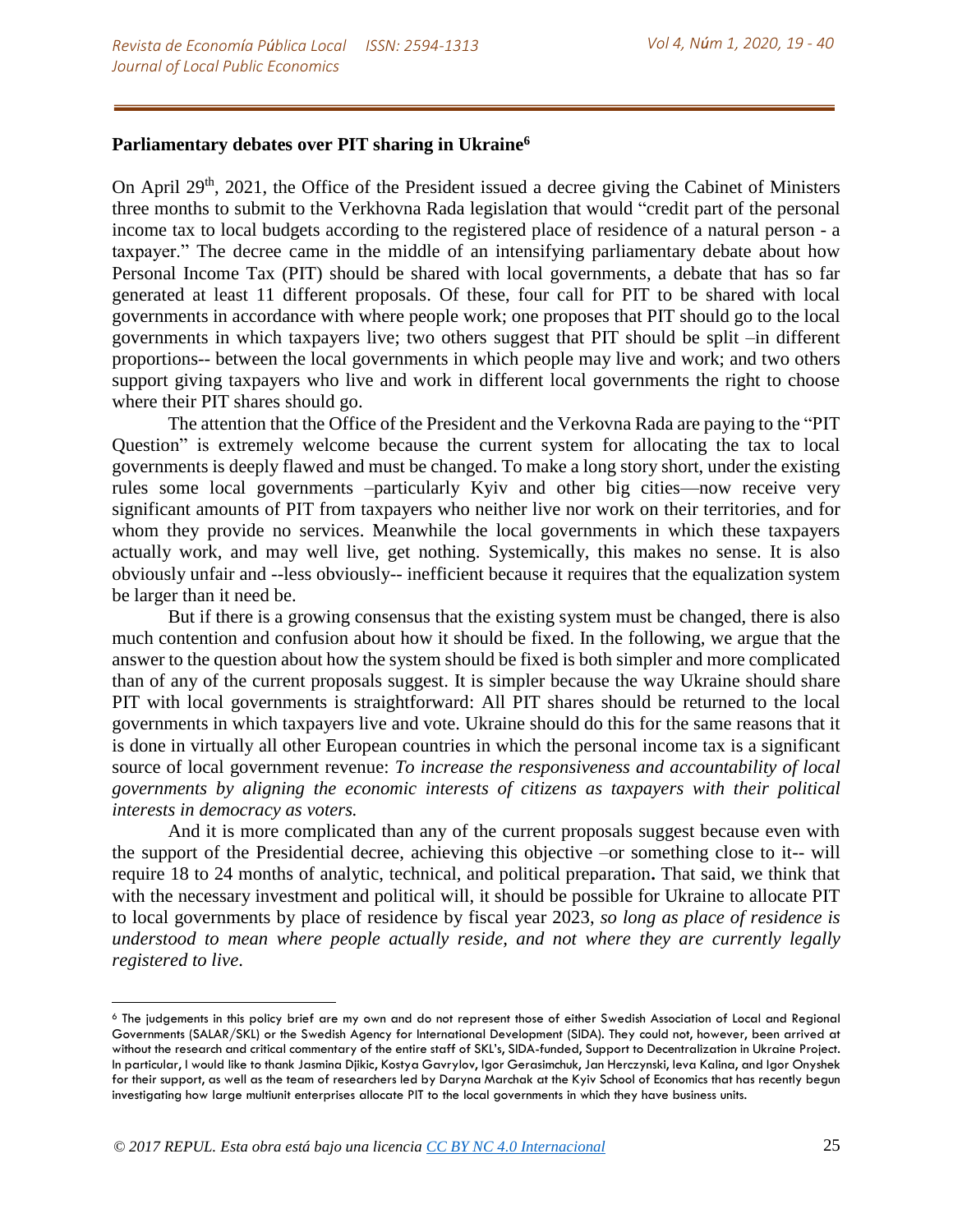**Parliamentary debates over PIT sharing in Ukraine**[6]

On April 29th, 2021, the Office of the President issued a decree giving the Cabinet of Ministers three months to submit to the Verkhovna Rada legislation that would "credit part of the personal income tax to local budgets according to the registered place of residence of a natural person - a taxpayer." The decree came in the middle of an intensifying parliamentary debate about how Personal Income Tax (PIT) should be shared with local governments, a debate that has so far generated at least 11 different proposals. Of these, four call for PIT to be shared with local governments in accordance with where people work; one proposes that PIT should go to the local governments in which taxpayers live; two others suggest that PIT should be split –in different proportions-- between the local governments in which people may live and work; and two others support giving taxpayers who live and work in different local governments the right to choose where their PIT shares should go.

The attention that the Office of the President and the Verkovna Rada are paying to the "PIT Question" is extremely welcome because the current system for allocating the tax to local governments is deeply flawed and must be changed. To make a long story short, under the existing rules some local governments –particularly Kyiv and other big cities—now receive very significant amounts of PIT from taxpayers who neither live nor work on their territories, and for whom they provide no services. Meanwhile the local governments in which these taxpayers actually work, and may well live, get nothing. Systemically, this makes no sense. It is also obviously unfair and --less obviously-- inefficient because it requires that the equalization system be larger than it need be.

But if there is a growing consensus that the existing system must be changed, there is also much contention and confusion about how it should be fixed. In the following, we argue that the answer to the question about how the system should be fixed is both simpler and more complicated than of any of the current proposals suggest. It is simpler because the way Ukraine should share PIT with local governments is straightforward: All PIT shares should be returned to the local governments in which taxpayers live and vote. Ukraine should do this for the same reasons that it is done in virtually all other European countries in which the personal income tax is a significant source of local government revenue: *To increase the responsiveness and accountability of local governments by aligning the economic interests of citizens as taxpayers with their political interests in democracy as voters.*

And it is more complicated than any of the current proposals suggest because even with the support of the Presidential decree, achieving this objective –or something close to it-- will require 18 to 24 months of analytic, technical, and political preparation**.** That said, we think that with the necessary investment and political will, it should be possible for Ukraine to allocate PIT to local governments by place of residence by fiscal year 2023, *so long as place of residence is understood to mean where people actually reside, and not where they are currently legally registered to live*.

[6] The judgements in this policy brief are my own and do not represent those of either Swedish Association of Local and Regional Governments (SALAR/SKL) or the Swedish Agency for International Development (SIDA). They could not, however, been arrived at without the research and critical commentary of the entire staff of SKL's, SIDA-funded, Support to Decentralization in Ukraine Project. In particular, I would like to thank Jasmina Djikic, Kostya Gavrylov, Igor Gerasimchuk, Jan Herczynski, Ieva Kalina, and Igor Onyshek for their support, as well as the team of researchers led by Daryna Marchak at the Kyiv School of Economics that has recently begun investigating how large multiunit enterprises allocate PIT to the local governments in which they have business units.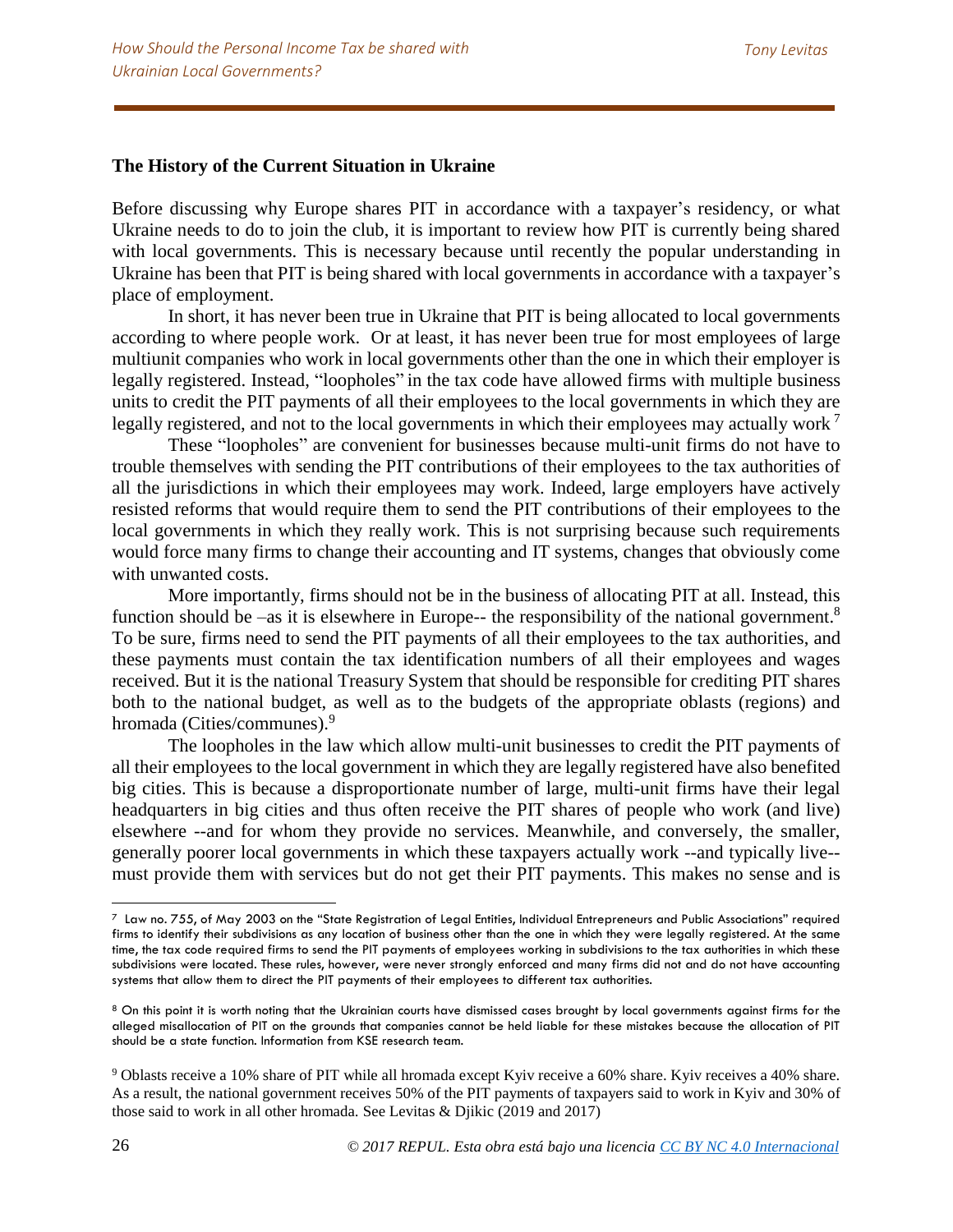## The History of the Current Situation in Ukraine

Before discussing why Europe shares PIT in accordance with a taxpayer's residency, or what Ukraine needs to do to join the club, it is important to review how PIT is currently being shared with local governments. This is necessary because until recently the popular understanding in Ukraine has been that PIT is being shared with local governments in accordance with a taxpayer's place of employment.

In short, it has never been true in Ukraine that PIT is being allocated to local governments according to where people work. Or at least, it has never been true for most employees of large multiunit companies who work in local governments other than the one in which their employer is legally registered. Instead, "loopholes" in the tax code have allowed firms with multiple business units to credit the PIT payments of all their employees to the local governments in which they are legally registered, and not to the local governments in which their employees may actually work [7]

These "loopholes" are convenient for businesses because multi-unit firms do not have to trouble themselves with sending the PIT contributions of their employees to the tax authorities of all the jurisdictions in which their employees may work. Indeed, large employers have actively resisted reforms that would require them to send the PIT contributions of their employees to the local governments in which they really work. This is not surprising because such requirements would force many firms to change their accounting and IT systems, changes that obviously come with unwanted costs.

More importantly, firms should not be in the business of allocating PIT at all. Instead, this function should be –as it is elsewhere in Europe-- the responsibility of the national government.[8] To be sure, firms need to send the PIT payments of all their employees to the tax authorities, and these payments must contain the tax identification numbers of all their employees and wages received. But it is the national Treasury System that should be responsible for crediting PIT shares both to the national budget, as well as to the budgets of the appropriate oblasts (regions) and hromada (Cities/communes).[9]

The loopholes in the law which allow multi-unit businesses to credit the PIT payments of all their employees to the local government in which they are legally registered have also benefited big cities. This is because a disproportionate number of large, multi-unit firms have their legal headquarters in big cities and thus often receive the PIT shares of people who work (and live) elsewhere --and for whom they provide no services. Meanwhile, and conversely, the smaller, generally poorer local governments in which these taxpayers actually work --and typically live-- must provide them with services but do not get their PIT payments. This makes no sense and is

---

[7] Law no. 755, of May 2003 on the "State Registration of Legal Entities, Individual Entrepreneurs and Public Associations" required firms to identify their subdivisions as any location of business other than the one in which they were legally registered. At the same time, the tax code required firms to send the PIT payments of employees working in subdivisions to the tax authorities in which these subdivisions were located. These rules, however, were never strongly enforced and many firms did not and do not have accounting systems that allow them to direct the PIT payments of their employees to different tax authorities.

[8] On this point it is worth noting that the Ukrainian courts have dismissed cases brought by local governments against firms for the alleged misallocation of PIT on the grounds that companies cannot be held liable for these mistakes because the allocation of PIT should be a state function. Information from KSE research team.

[9] Oblasts receive a 10% share of PIT while all hromada except Kyiv receive a 60% share. Kyiv receives a 40% share. As a result, the national government receives 50% of the PIT payments of taxpayers said to work in Kyiv and 30% of those said to work in all other hromada. See Levitas & Djikic (2019 and 2017)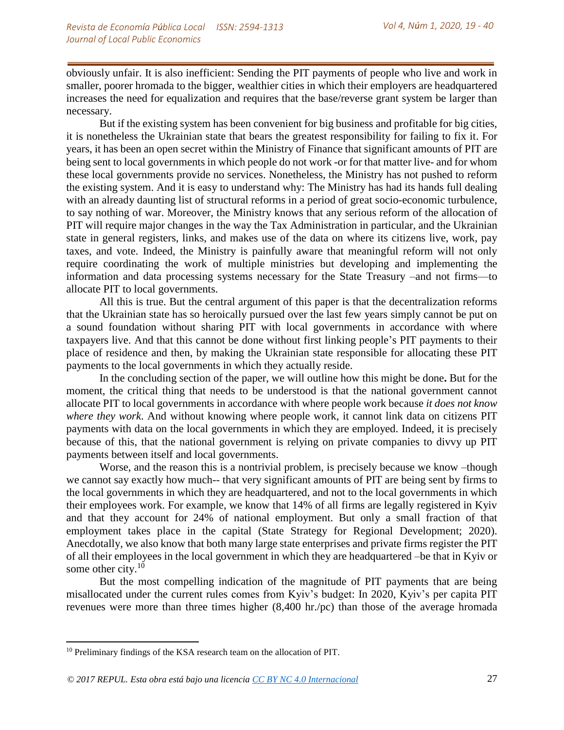obviously unfair. It is also inefficient: Sending the PIT payments of people who live and work in smaller, poorer hromada to the bigger, wealthier cities in which their employers are headquartered increases the need for equalization and requires that the base/reverse grant system be larger than necessary.

But if the existing system has been convenient for big business and profitable for big cities, it is nonetheless the Ukrainian state that bears the greatest responsibility for failing to fix it. For years, it has been an open secret within the Ministry of Finance that significant amounts of PIT are being sent to local governments in which people do not work -or for that matter live- and for whom these local governments provide no services. Nonetheless, the Ministry has not pushed to reform the existing system. And it is easy to understand why: The Ministry has had its hands full dealing with an already daunting list of structural reforms in a period of great socio-economic turbulence, to say nothing of war. Moreover, the Ministry knows that any serious reform of the allocation of PIT will require major changes in the way the Tax Administration in particular, and the Ukrainian state in general registers, links, and makes use of the data on where its citizens live, work, pay taxes, and vote. Indeed, the Ministry is painfully aware that meaningful reform will not only require coordinating the work of multiple ministries but developing and implementing the information and data processing systems necessary for the State Treasury –and not firms—to allocate PIT to local governments.

All this is true. But the central argument of this paper is that the decentralization reforms that the Ukrainian state has so heroically pursued over the last few years simply cannot be put on a sound foundation without sharing PIT with local governments in accordance with where taxpayers live. And that this cannot be done without first linking people's PIT payments to their place of residence and then, by making the Ukrainian state responsible for allocating these PIT payments to the local governments in which they actually reside.

In the concluding section of the paper, we will outline how this might be done**.** But for the moment, the critical thing that needs to be understood is that the national government cannot allocate PIT to local governments in accordance with where people work because *it does not know where they work*. And without knowing where people work, it cannot link data on citizens PIT payments with data on the local governments in which they are employed. Indeed, it is precisely because of this, that the national government is relying on private companies to divvy up PIT payments between itself and local governments.

Worse, and the reason this is a nontrivial problem, is precisely because we know –though we cannot say exactly how much-- that very significant amounts of PIT are being sent by firms to the local governments in which they are headquartered, and not to the local governments in which their employees work. For example, we know that 14% of all firms are legally registered in Kyiv and that they account for 24% of national employment. But only a small fraction of that employment takes place in the capital (State Strategy for Regional Development; 2020). Anecdotally, we also know that both many large state enterprises and private firms register the PIT of all their employees in the local government in which they are headquartered –be that in Kyiv or some other city.[10]

But the most compelling indication of the magnitude of PIT payments that are being misallocated under the current rules comes from Kyiv's budget: In 2020, Kyiv's per capita PIT revenues were more than three times higher (8,400 hr./pc) than those of the average hromada

[10] Preliminary findings of the KSA research team on the allocation of PIT.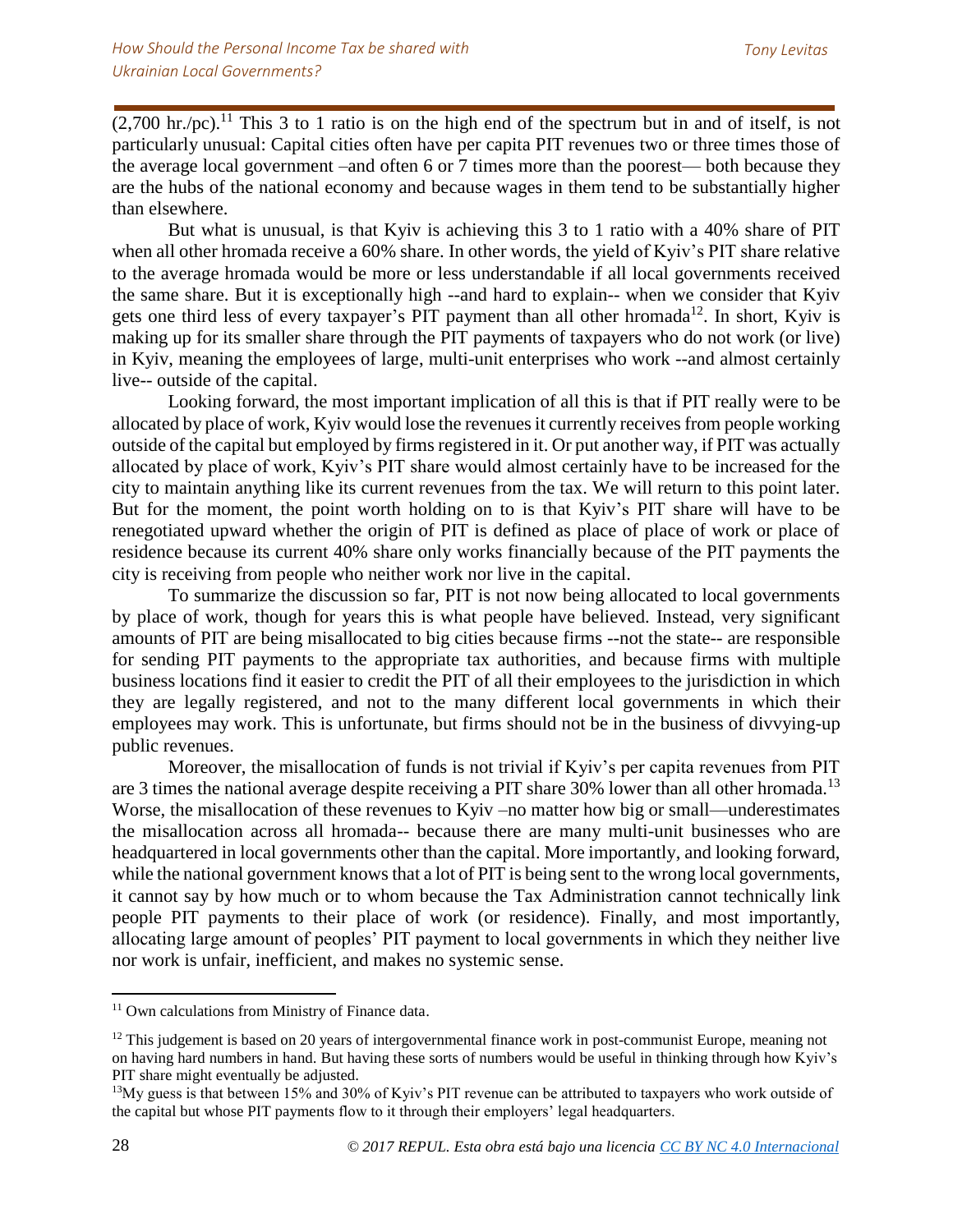(2,700 hr./pc).[11] This 3 to 1 ratio is on the high end of the spectrum but in and of itself, is not particularly unusual: Capital cities often have per capita PIT revenues two or three times those of the average local government –and often 6 or 7 times more than the poorest— both because they are the hubs of the national economy and because wages in them tend to be substantially higher than elsewhere.

But what is unusual, is that Kyiv is achieving this 3 to 1 ratio with a 40% share of PIT when all other hromada receive a 60% share. In other words, the yield of Kyiv's PIT share relative to the average hromada would be more or less understandable if all local governments received the same share. But it is exceptionally high --and hard to explain-- when we consider that Kyiv gets one third less of every taxpayer's PIT payment than all other hromada[12]. In short, Kyiv is making up for its smaller share through the PIT payments of taxpayers who do not work (or live) in Kyiv, meaning the employees of large, multi-unit enterprises who work --and almost certainly live-- outside of the capital.

Looking forward, the most important implication of all this is that if PIT really were to be allocated by place of work, Kyiv would lose the revenues it currently receives from people working outside of the capital but employed by firms registered in it. Or put another way, if PIT was actually allocated by place of work, Kyiv's PIT share would almost certainly have to be increased for the city to maintain anything like its current revenues from the tax. We will return to this point later. But for the moment, the point worth holding on to is that Kyiv's PIT share will have to be renegotiated upward whether the origin of PIT is defined as place of place of work or place of residence because its current 40% share only works financially because of the PIT payments the city is receiving from people who neither work nor live in the capital.

To summarize the discussion so far, PIT is not now being allocated to local governments by place of work, though for years this is what people have believed. Instead, very significant amounts of PIT are being misallocated to big cities because firms --not the state-- are responsible for sending PIT payments to the appropriate tax authorities, and because firms with multiple business locations find it easier to credit the PIT of all their employees to the jurisdiction in which they are legally registered, and not to the many different local governments in which their employees may work. This is unfortunate, but firms should not be in the business of divvying-up public revenues.

Moreover, the misallocation of funds is not trivial if Kyiv's per capita revenues from PIT are 3 times the national average despite receiving a PIT share 30% lower than all other hromada.[13] Worse, the misallocation of these revenues to Kyiv –no matter how big or small—underestimates the misallocation across all hromada-- because there are many multi-unit businesses who are headquartered in local governments other than the capital. More importantly, and looking forward, while the national government knows that a lot of PIT is being sent to the wrong local governments, it cannot say by how much or to whom because the Tax Administration cannot technically link people PIT payments to their place of work (or residence). Finally, and most importantly, allocating large amount of peoples' PIT payment to local governments in which they neither live nor work is unfair, inefficient, and makes no systemic sense.

---

[11] Own calculations from Ministry of Finance data.

[12] This judgement is based on 20 years of intergovernmental finance work in post-communist Europe, meaning not on having hard numbers in hand. But having these sorts of numbers would be useful in thinking through how Kyiv's PIT share might eventually be adjusted.

[13] My guess is that between 15% and 30% of Kyiv's PIT revenue can be attributed to taxpayers who work outside of the capital but whose PIT payments flow to it through their employers' legal headquarters.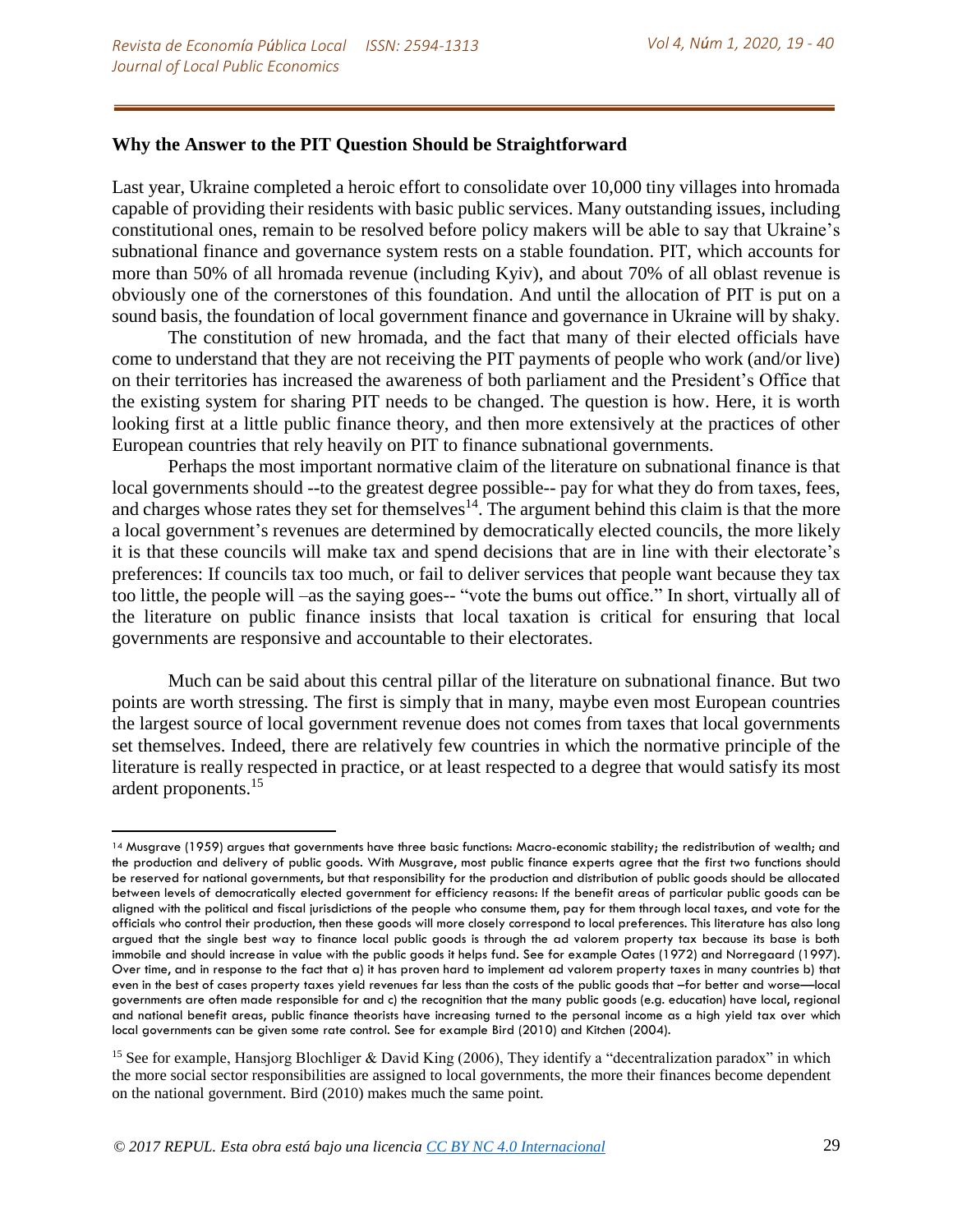## Why the Answer to the PIT Question Should be Straightforward

Last year, Ukraine completed a heroic effort to consolidate over 10,000 tiny villages into hromada capable of providing their residents with basic public services. Many outstanding issues, including constitutional ones, remain to be resolved before policy makers will be able to say that Ukraine's subnational finance and governance system rests on a stable foundation. PIT, which accounts for more than 50% of all hromada revenue (including Kyiv), and about 70% of all oblast revenue is obviously one of the cornerstones of this foundation. And until the allocation of PIT is put on a sound basis, the foundation of local government finance and governance in Ukraine will by shaky.

The constitution of new hromada, and the fact that many of their elected officials have come to understand that they are not receiving the PIT payments of people who work (and/or live) on their territories has increased the awareness of both parliament and the President's Office that the existing system for sharing PIT needs to be changed. The question is how. Here, it is worth looking first at a little public finance theory, and then more extensively at the practices of other European countries that rely heavily on PIT to finance subnational governments.

Perhaps the most important normative claim of the literature on subnational finance is that local governments should --to the greatest degree possible-- pay for what they do from taxes, fees, and charges whose rates they set for themselves[14]. The argument behind this claim is that the more a local government's revenues are determined by democratically elected councils, the more likely it is that these councils will make tax and spend decisions that are in line with their electorate's preferences: If councils tax too much, or fail to deliver services that people want because they tax too little, the people will –as the saying goes-- "vote the bums out office." In short, virtually all of the literature on public finance insists that local taxation is critical for ensuring that local governments are responsive and accountable to their electorates.

Much can be said about this central pillar of the literature on subnational finance. But two points are worth stressing. The first is simply that in many, maybe even most European countries the largest source of local government revenue does not comes from taxes that local governments set themselves. Indeed, there are relatively few countries in which the normative principle of the literature is really respected in practice, or at least respected to a degree that would satisfy its most ardent proponents.[15]

---

[14] Musgrave (1959) argues that governments have three basic functions: Macro-economic stability; the redistribution of wealth; and the production and delivery of public goods. With Musgrave, most public finance experts agree that the first two functions should be reserved for national governments, but that responsibility for the production and distribution of public goods should be allocated between levels of democratically elected government for efficiency reasons: If the benefit areas of particular public goods can be aligned with the political and fiscal jurisdictions of the people who consume them, pay for them through local taxes, and vote for the officials who control their production, then these goods will more closely correspond to local preferences. This literature has also long argued that the single best way to finance local public goods is through the ad valorem property tax because its base is both immobile and should increase in value with the public goods it helps fund. See for example Oates (1972) and Norregaard (1997). Over time, and in response to the fact that a) it has proven hard to implement ad valorem property taxes in many countries b) that even in the best of cases property taxes yield revenues far less than the costs of the public goods that –for better and worse—local governments are often made responsible for and c) the recognition that the many public goods (e.g. education) have local, regional and national benefit areas, public finance theorists have increasing turned to the personal income as a high yield tax over which local governments can be given some rate control. See for example Bird (2010) and Kitchen (2004).

[15] See for example, Hansjorg Blochliger & David King (2006), They identify a "decentralization paradox" in which the more social sector responsibilities are assigned to local governments, the more their finances become dependent on the national government. Bird (2010) makes much the same point.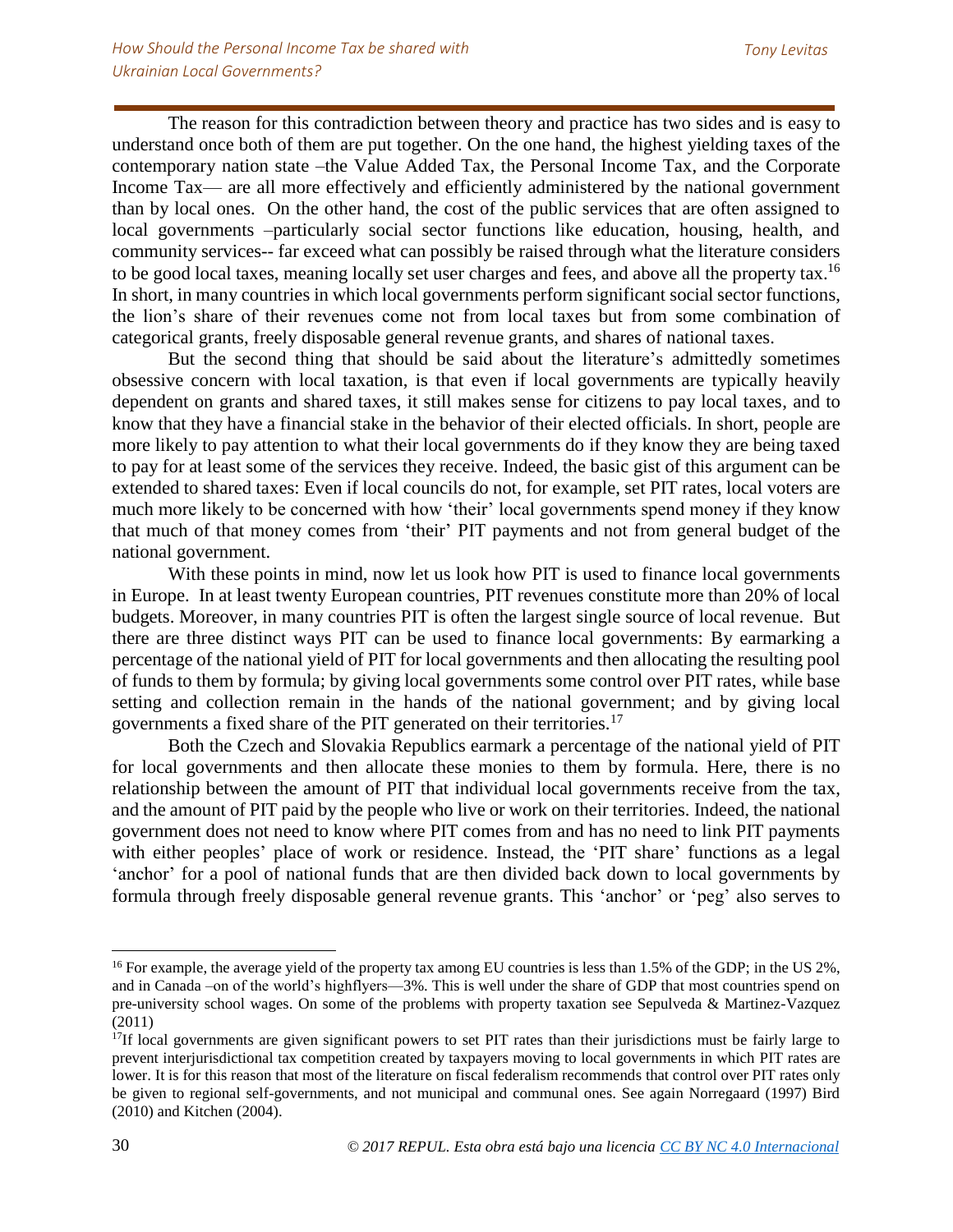The reason for this contradiction between theory and practice has two sides and is easy to understand once both of them are put together. On the one hand, the highest yielding taxes of the contemporary nation state –the Value Added Tax, the Personal Income Tax, and the Corporate Income Tax— are all more effectively and efficiently administered by the national government than by local ones. On the other hand, the cost of the public services that are often assigned to local governments –particularly social sector functions like education, housing, health, and community services-- far exceed what can possibly be raised through what the literature considers to be good local taxes, meaning locally set user charges and fees, and above all the property tax.[16] In short, in many countries in which local governments perform significant social sector functions, the lion's share of their revenues come not from local taxes but from some combination of categorical grants, freely disposable general revenue grants, and shares of national taxes.

But the second thing that should be said about the literature's admittedly sometimes obsessive concern with local taxation, is that even if local governments are typically heavily dependent on grants and shared taxes, it still makes sense for citizens to pay local taxes, and to know that they have a financial stake in the behavior of their elected officials. In short, people are more likely to pay attention to what their local governments do if they know they are being taxed to pay for at least some of the services they receive. Indeed, the basic gist of this argument can be extended to shared taxes: Even if local councils do not, for example, set PIT rates, local voters are much more likely to be concerned with how 'their' local governments spend money if they know that much of that money comes from 'their' PIT payments and not from general budget of the national government.

With these points in mind, now let us look how PIT is used to finance local governments in Europe. In at least twenty European countries, PIT revenues constitute more than 20% of local budgets. Moreover, in many countries PIT is often the largest single source of local revenue. But there are three distinct ways PIT can be used to finance local governments: By earmarking a percentage of the national yield of PIT for local governments and then allocating the resulting pool of funds to them by formula; by giving local governments some control over PIT rates, while base setting and collection remain in the hands of the national government; and by giving local governments a fixed share of the PIT generated on their territories.[17]

Both the Czech and Slovakia Republics earmark a percentage of the national yield of PIT for local governments and then allocate these monies to them by formula. Here, there is no relationship between the amount of PIT that individual local governments receive from the tax, and the amount of PIT paid by the people who live or work on their territories. Indeed, the national government does not need to know where PIT comes from and has no need to link PIT payments with either peoples' place of work or residence. Instead, the 'PIT share' functions as a legal 'anchor' for a pool of national funds that are then divided back down to local governments by formula through freely disposable general revenue grants. This 'anchor' or 'peg' also serves to

---

[16] For example, the average yield of the property tax among EU countries is less than 1.5% of the GDP; in the US 2%, and in Canada –on of the world's highflyers—3%. This is well under the share of GDP that most countries spend on pre-university school wages. On some of the problems with property taxation see Sepulveda & Martinez-Vazquez (2011)

[17] If local governments are given significant powers to set PIT rates than their jurisdictions must be fairly large to prevent interjurisdictional tax competition created by taxpayers moving to local governments in which PIT rates are lower. It is for this reason that most of the literature on fiscal federalism recommends that control over PIT rates only be given to regional self-governments, and not municipal and communal ones. See again Norregaard (1997) Bird (2010) and Kitchen (2004).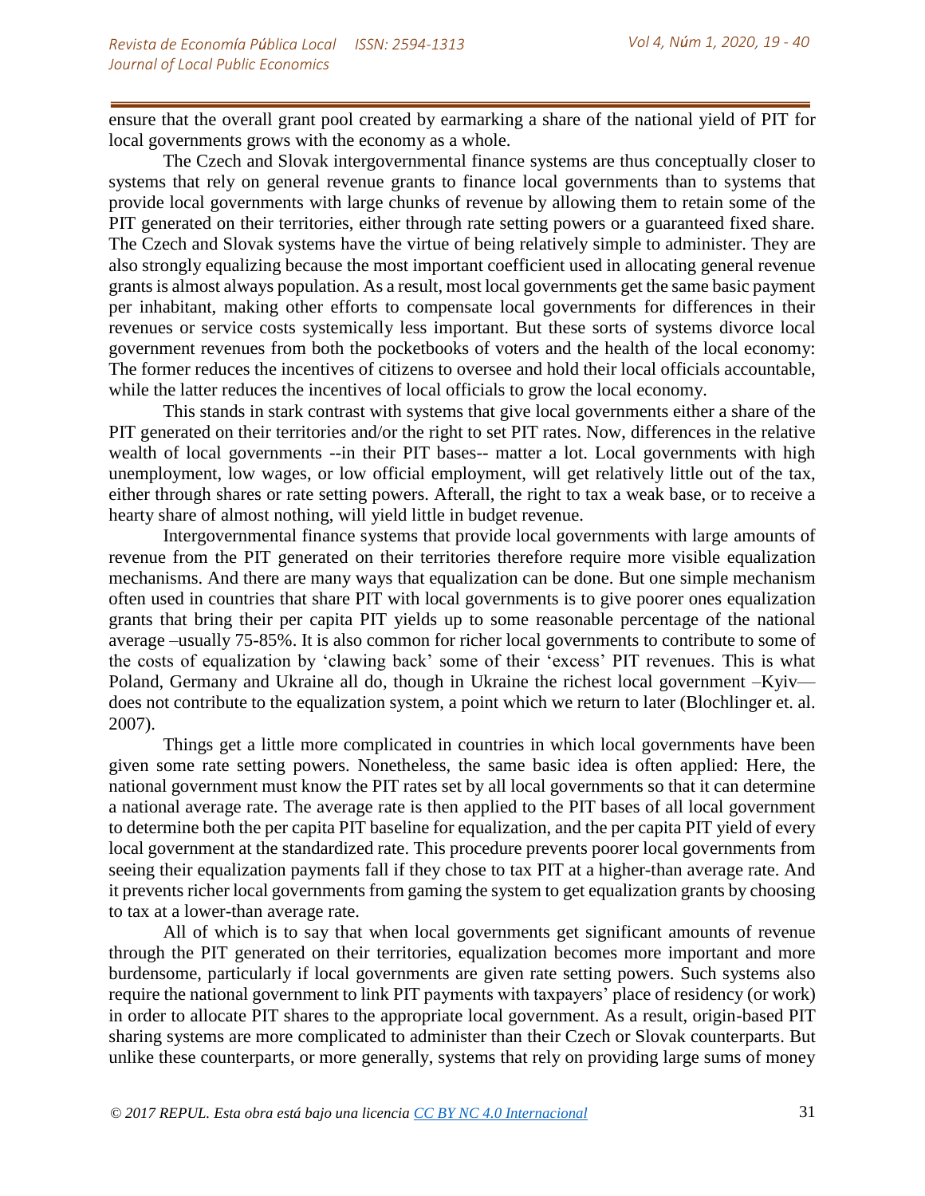ensure that the overall grant pool created by earmarking a share of the national yield of PIT for local governments grows with the economy as a whole.

The Czech and Slovak intergovernmental finance systems are thus conceptually closer to systems that rely on general revenue grants to finance local governments than to systems that provide local governments with large chunks of revenue by allowing them to retain some of the PIT generated on their territories, either through rate setting powers or a guaranteed fixed share. The Czech and Slovak systems have the virtue of being relatively simple to administer. They are also strongly equalizing because the most important coefficient used in allocating general revenue grants is almost always population. As a result, most local governments get the same basic payment per inhabitant, making other efforts to compensate local governments for differences in their revenues or service costs systemically less important. But these sorts of systems divorce local government revenues from both the pocketbooks of voters and the health of the local economy: The former reduces the incentives of citizens to oversee and hold their local officials accountable, while the latter reduces the incentives of local officials to grow the local economy.

This stands in stark contrast with systems that give local governments either a share of the PIT generated on their territories and/or the right to set PIT rates. Now, differences in the relative wealth of local governments --in their PIT bases-- matter a lot. Local governments with high unemployment, low wages, or low official employment, will get relatively little out of the tax, either through shares or rate setting powers. Afterall, the right to tax a weak base, or to receive a hearty share of almost nothing, will yield little in budget revenue.

Intergovernmental finance systems that provide local governments with large amounts of revenue from the PIT generated on their territories therefore require more visible equalization mechanisms. And there are many ways that equalization can be done. But one simple mechanism often used in countries that share PIT with local governments is to give poorer ones equalization grants that bring their per capita PIT yields up to some reasonable percentage of the national average –usually 75-85%. It is also common for richer local governments to contribute to some of the costs of equalization by 'clawing back' some of their 'excess' PIT revenues. This is what Poland, Germany and Ukraine all do, though in Ukraine the richest local government –Kyiv— does not contribute to the equalization system, a point which we return to later (Blochlinger et. al. 2007).

Things get a little more complicated in countries in which local governments have been given some rate setting powers. Nonetheless, the same basic idea is often applied: Here, the national government must know the PIT rates set by all local governments so that it can determine a national average rate. The average rate is then applied to the PIT bases of all local government to determine both the per capita PIT baseline for equalization, and the per capita PIT yield of every local government at the standardized rate. This procedure prevents poorer local governments from seeing their equalization payments fall if they chose to tax PIT at a higher-than average rate. And it prevents richer local governments from gaming the system to get equalization grants by choosing to tax at a lower-than average rate.

All of which is to say that when local governments get significant amounts of revenue through the PIT generated on their territories, equalization becomes more important and more burdensome, particularly if local governments are given rate setting powers. Such systems also require the national government to link PIT payments with taxpayers' place of residency (or work) in order to allocate PIT shares to the appropriate local government. As a result, origin-based PIT sharing systems are more complicated to administer than their Czech or Slovak counterparts. But unlike these counterparts, or more generally, systems that rely on providing large sums of money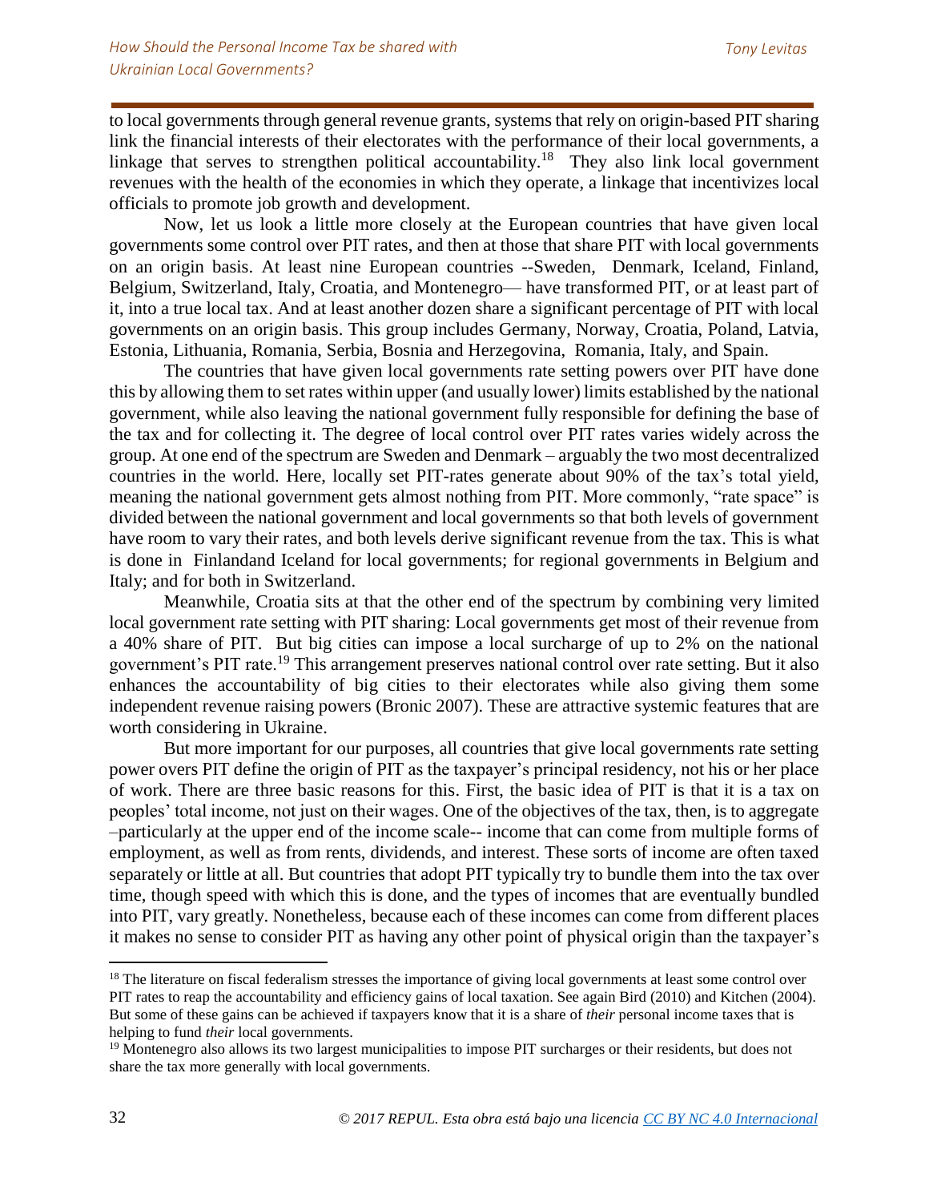to local governments through general revenue grants, systems that rely on origin-based PIT sharing link the financial interests of their electorates with the performance of their local governments, a linkage that serves to strengthen political accountability.[18] They also link local government revenues with the health of the economies in which they operate, a linkage that incentivizes local officials to promote job growth and development.

Now, let us look a little more closely at the European countries that have given local governments some control over PIT rates, and then at those that share PIT with local governments on an origin basis. At least nine European countries --Sweden, Denmark, Iceland, Finland, Belgium, Switzerland, Italy, Croatia, and Montenegro— have transformed PIT, or at least part of it, into a true local tax. And at least another dozen share a significant percentage of PIT with local governments on an origin basis. This group includes Germany, Norway, Croatia, Poland, Latvia, Estonia, Lithuania, Romania, Serbia, Bosnia and Herzegovina, Romania, Italy, and Spain.

The countries that have given local governments rate setting powers over PIT have done this by allowing them to set rates within upper (and usually lower) limits established by the national government, while also leaving the national government fully responsible for defining the base of the tax and for collecting it. The degree of local control over PIT rates varies widely across the group. At one end of the spectrum are Sweden and Denmark – arguably the two most decentralized countries in the world. Here, locally set PIT-rates generate about 90% of the tax's total yield, meaning the national government gets almost nothing from PIT. More commonly, "rate space" is divided between the national government and local governments so that both levels of government have room to vary their rates, and both levels derive significant revenue from the tax. This is what is done in Finlandand Iceland for local governments; for regional governments in Belgium and Italy; and for both in Switzerland.

Meanwhile, Croatia sits at that the other end of the spectrum by combining very limited local government rate setting with PIT sharing: Local governments get most of their revenue from a 40% share of PIT. But big cities can impose a local surcharge of up to 2% on the national government's PIT rate.[19] This arrangement preserves national control over rate setting. But it also enhances the accountability of big cities to their electorates while also giving them some independent revenue raising powers (Bronic 2007). These are attractive systemic features that are worth considering in Ukraine.

But more important for our purposes, all countries that give local governments rate setting power overs PIT define the origin of PIT as the taxpayer's principal residency, not his or her place of work. There are three basic reasons for this. First, the basic idea of PIT is that it is a tax on peoples' total income, not just on their wages. One of the objectives of the tax, then, is to aggregate –particularly at the upper end of the income scale-- income that can come from multiple forms of employment, as well as from rents, dividends, and interest. These sorts of income are often taxed separately or little at all. But countries that adopt PIT typically try to bundle them into the tax over time, though speed with which this is done, and the types of incomes that are eventually bundled into PIT, vary greatly. Nonetheless, because each of these incomes can come from different places it makes no sense to consider PIT as having any other point of physical origin than the taxpayer's

---

[18] The literature on fiscal federalism stresses the importance of giving local governments at least some control over PIT rates to reap the accountability and efficiency gains of local taxation. See again Bird (2010) and Kitchen (2004). But some of these gains can be achieved if taxpayers know that it is a share of *their* personal income taxes that is helping to fund *their* local governments.

[19] Montenegro also allows its two largest municipalities to impose PIT surcharges or their residents, but does not share the tax more generally with local governments.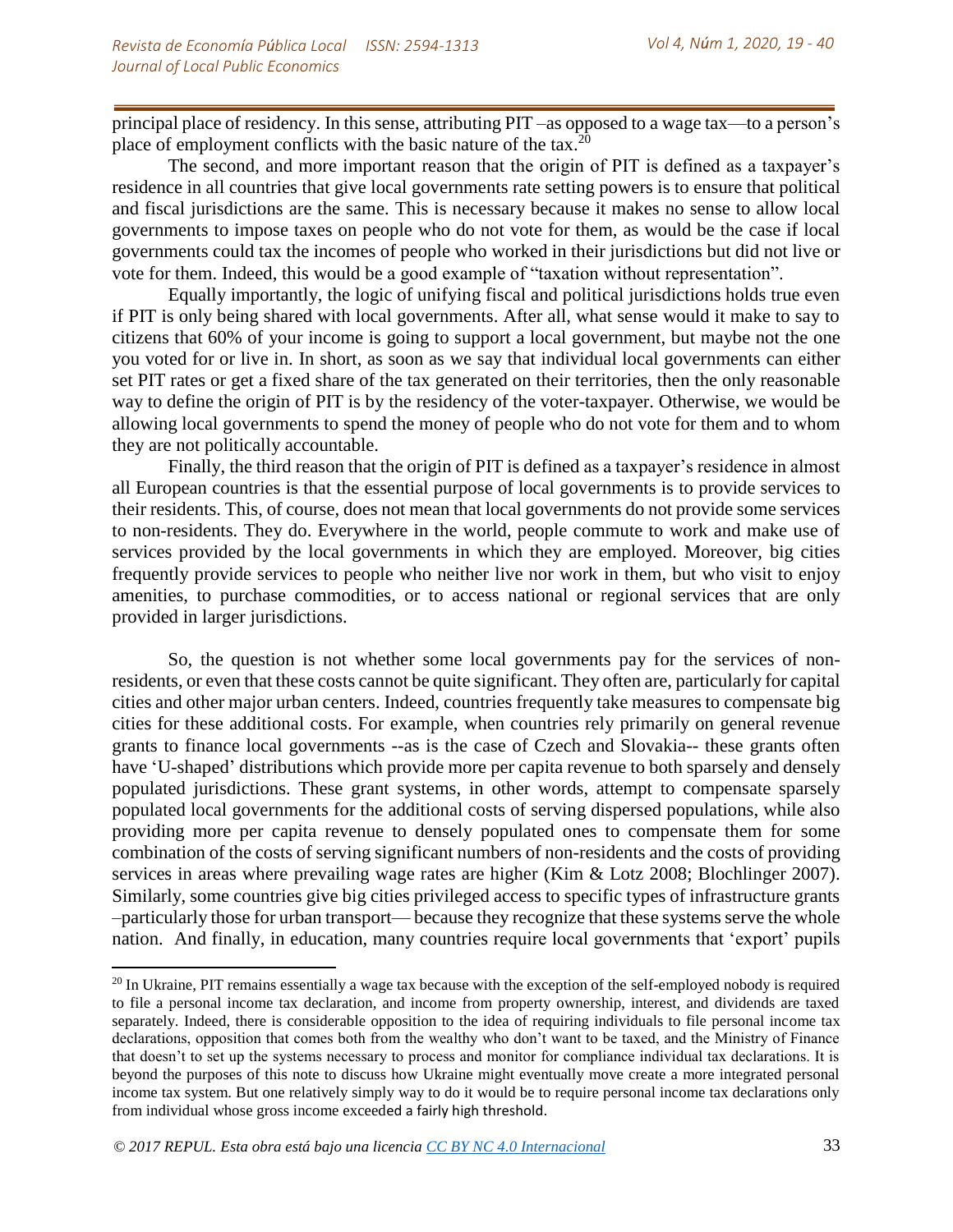principal place of residency. In this sense, attributing PIT –as opposed to a wage tax—to a person's place of employment conflicts with the basic nature of the tax.[20]

The second, and more important reason that the origin of PIT is defined as a taxpayer's residence in all countries that give local governments rate setting powers is to ensure that political and fiscal jurisdictions are the same. This is necessary because it makes no sense to allow local governments to impose taxes on people who do not vote for them, as would be the case if local governments could tax the incomes of people who worked in their jurisdictions but did not live or vote for them. Indeed, this would be a good example of "taxation without representation".

Equally importantly, the logic of unifying fiscal and political jurisdictions holds true even if PIT is only being shared with local governments. After all, what sense would it make to say to citizens that 60% of your income is going to support a local government, but maybe not the one you voted for or live in. In short, as soon as we say that individual local governments can either set PIT rates or get a fixed share of the tax generated on their territories, then the only reasonable way to define the origin of PIT is by the residency of the voter-taxpayer. Otherwise, we would be allowing local governments to spend the money of people who do not vote for them and to whom they are not politically accountable.

Finally, the third reason that the origin of PIT is defined as a taxpayer's residence in almost all European countries is that the essential purpose of local governments is to provide services to their residents. This, of course, does not mean that local governments do not provide some services to non-residents. They do. Everywhere in the world, people commute to work and make use of services provided by the local governments in which they are employed. Moreover, big cities frequently provide services to people who neither live nor work in them, but who visit to enjoy amenities, to purchase commodities, or to access national or regional services that are only provided in larger jurisdictions.

So, the question is not whether some local governments pay for the services of non-residents, or even that these costs cannot be quite significant. They often are, particularly for capital cities and other major urban centers. Indeed, countries frequently take measures to compensate big cities for these additional costs. For example, when countries rely primarily on general revenue grants to finance local governments --as is the case of Czech and Slovakia-- these grants often have 'U-shaped' distributions which provide more per capita revenue to both sparsely and densely populated jurisdictions. These grant systems, in other words, attempt to compensate sparsely populated local governments for the additional costs of serving dispersed populations, while also providing more per capita revenue to densely populated ones to compensate them for some combination of the costs of serving significant numbers of non-residents and the costs of providing services in areas where prevailing wage rates are higher (Kim & Lotz 2008; Blochlinger 2007). Similarly, some countries give big cities privileged access to specific types of infrastructure grants –particularly those for urban transport— because they recognize that these systems serve the whole nation. And finally, in education, many countries require local governments that 'export' pupils

---

[20] In Ukraine, PIT remains essentially a wage tax because with the exception of the self-employed nobody is required to file a personal income tax declaration, and income from property ownership, interest, and dividends are taxed separately. Indeed, there is considerable opposition to the idea of requiring individuals to file personal income tax declarations, opposition that comes both from the wealthy who don't want to be taxed, and the Ministry of Finance that doesn't to set up the systems necessary to process and monitor for compliance individual tax declarations. It is beyond the purposes of this note to discuss how Ukraine might eventually move create a more integrated personal income tax system. But one relatively simply way to do it would be to require personal income tax declarations only from individual whose gross income exceeded a fairly high threshold.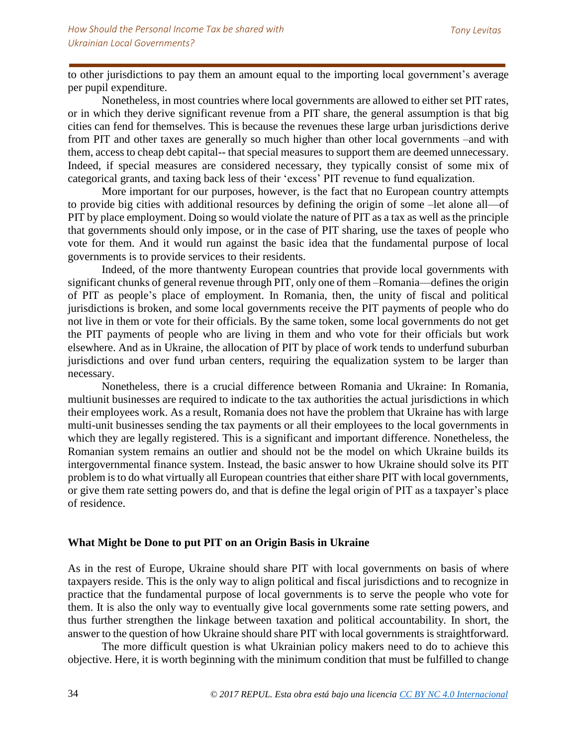to other jurisdictions to pay them an amount equal to the importing local government's average per pupil expenditure.

Nonetheless, in most countries where local governments are allowed to either set PIT rates, or in which they derive significant revenue from a PIT share, the general assumption is that big cities can fend for themselves. This is because the revenues these large urban jurisdictions derive from PIT and other taxes are generally so much higher than other local governments –and with them, access to cheap debt capital-- that special measures to support them are deemed unnecessary. Indeed, if special measures are considered necessary, they typically consist of some mix of categorical grants, and taxing back less of their 'excess' PIT revenue to fund equalization.

More important for our purposes, however, is the fact that no European country attempts to provide big cities with additional resources by defining the origin of some –let alone all—of PIT by place employment. Doing so would violate the nature of PIT as a tax as well as the principle that governments should only impose, or in the case of PIT sharing, use the taxes of people who vote for them. And it would run against the basic idea that the fundamental purpose of local governments is to provide services to their residents.

Indeed, of the more thantwenty European countries that provide local governments with significant chunks of general revenue through PIT, only one of them –Romania—defines the origin of PIT as people's place of employment. In Romania, then, the unity of fiscal and political jurisdictions is broken, and some local governments receive the PIT payments of people who do not live in them or vote for their officials. By the same token, some local governments do not get the PIT payments of people who are living in them and who vote for their officials but work elsewhere. And as in Ukraine, the allocation of PIT by place of work tends to underfund suburban jurisdictions and over fund urban centers, requiring the equalization system to be larger than necessary.

Nonetheless, there is a crucial difference between Romania and Ukraine: In Romania, multiunit businesses are required to indicate to the tax authorities the actual jurisdictions in which their employees work. As a result, Romania does not have the problem that Ukraine has with large multi-unit businesses sending the tax payments or all their employees to the local governments in which they are legally registered. This is a significant and important difference. Nonetheless, the Romanian system remains an outlier and should not be the model on which Ukraine builds its intergovernmental finance system. Instead, the basic answer to how Ukraine should solve its PIT problem is to do what virtually all European countries that either share PIT with local governments, or give them rate setting powers do, and that is define the legal origin of PIT as a taxpayer's place of residence.

### What Might be Done to put PIT on an Origin Basis in Ukraine

As in the rest of Europe, Ukraine should share PIT with local governments on basis of where taxpayers reside. This is the only way to align political and fiscal jurisdictions and to recognize in practice that the fundamental purpose of local governments is to serve the people who vote for them. It is also the only way to eventually give local governments some rate setting powers, and thus further strengthen the linkage between taxation and political accountability. In short, the answer to the question of how Ukraine should share PIT with local governments is straightforward.

The more difficult question is what Ukrainian policy makers need to do to achieve this objective. Here, it is worth beginning with the minimum condition that must be fulfilled to change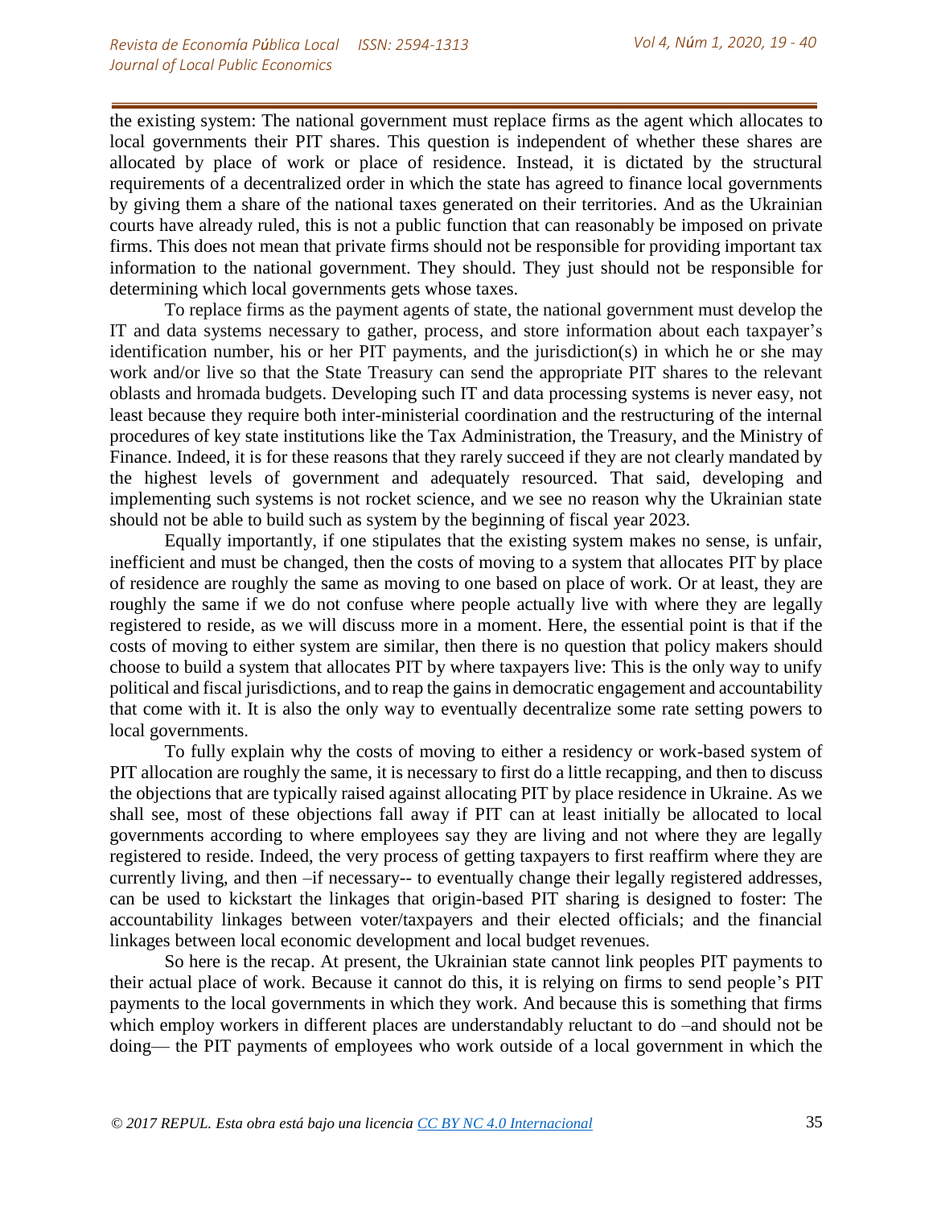the existing system: The national government must replace firms as the agent which allocates to local governments their PIT shares. This question is independent of whether these shares are allocated by place of work or place of residence. Instead, it is dictated by the structural requirements of a decentralized order in which the state has agreed to finance local governments by giving them a share of the national taxes generated on their territories. And as the Ukrainian courts have already ruled, this is not a public function that can reasonably be imposed on private firms. This does not mean that private firms should not be responsible for providing important tax information to the national government. They should. They just should not be responsible for determining which local governments gets whose taxes.

To replace firms as the payment agents of state, the national government must develop the IT and data systems necessary to gather, process, and store information about each taxpayer's identification number, his or her PIT payments, and the jurisdiction(s) in which he or she may work and/or live so that the State Treasury can send the appropriate PIT shares to the relevant oblasts and hromada budgets. Developing such IT and data processing systems is never easy, not least because they require both inter-ministerial coordination and the restructuring of the internal procedures of key state institutions like the Tax Administration, the Treasury, and the Ministry of Finance. Indeed, it is for these reasons that they rarely succeed if they are not clearly mandated by the highest levels of government and adequately resourced. That said, developing and implementing such systems is not rocket science, and we see no reason why the Ukrainian state should not be able to build such as system by the beginning of fiscal year 2023.

Equally importantly, if one stipulates that the existing system makes no sense, is unfair, inefficient and must be changed, then the costs of moving to a system that allocates PIT by place of residence are roughly the same as moving to one based on place of work. Or at least, they are roughly the same if we do not confuse where people actually live with where they are legally registered to reside, as we will discuss more in a moment. Here, the essential point is that if the costs of moving to either system are similar, then there is no question that policy makers should choose to build a system that allocates PIT by where taxpayers live: This is the only way to unify political and fiscal jurisdictions, and to reap the gains in democratic engagement and accountability that come with it. It is also the only way to eventually decentralize some rate setting powers to local governments.

To fully explain why the costs of moving to either a residency or work-based system of PIT allocation are roughly the same, it is necessary to first do a little recapping, and then to discuss the objections that are typically raised against allocating PIT by place residence in Ukraine. As we shall see, most of these objections fall away if PIT can at least initially be allocated to local governments according to where employees say they are living and not where they are legally registered to reside. Indeed, the very process of getting taxpayers to first reaffirm where they are currently living, and then –if necessary-- to eventually change their legally registered addresses, can be used to kickstart the linkages that origin-based PIT sharing is designed to foster: The accountability linkages between voter/taxpayers and their elected officials; and the financial linkages between local economic development and local budget revenues.

So here is the recap. At present, the Ukrainian state cannot link peoples PIT payments to their actual place of work. Because it cannot do this, it is relying on firms to send people's PIT payments to the local governments in which they work. And because this is something that firms which employ workers in different places are understandably reluctant to do –and should not be doing— the PIT payments of employees who work outside of a local government in which the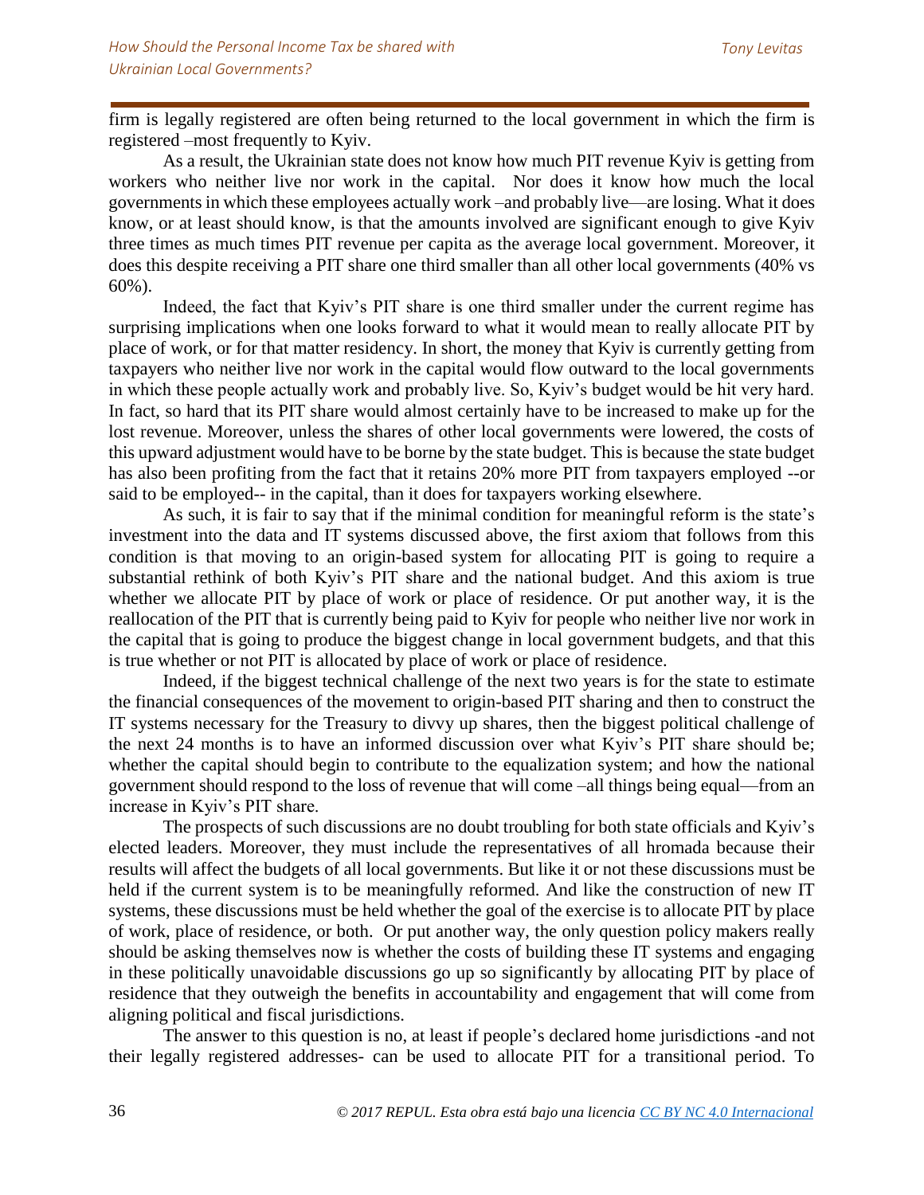firm is legally registered are often being returned to the local government in which the firm is registered –most frequently to Kyiv.

As a result, the Ukrainian state does not know how much PIT revenue Kyiv is getting from workers who neither live nor work in the capital. Nor does it know how much the local governments in which these employees actually work –and probably live—are losing. What it does know, or at least should know, is that the amounts involved are significant enough to give Kyiv three times as much times PIT revenue per capita as the average local government. Moreover, it does this despite receiving a PIT share one third smaller than all other local governments (40% vs 60%).

Indeed, the fact that Kyiv's PIT share is one third smaller under the current regime has surprising implications when one looks forward to what it would mean to really allocate PIT by place of work, or for that matter residency. In short, the money that Kyiv is currently getting from taxpayers who neither live nor work in the capital would flow outward to the local governments in which these people actually work and probably live. So, Kyiv's budget would be hit very hard. In fact, so hard that its PIT share would almost certainly have to be increased to make up for the lost revenue. Moreover, unless the shares of other local governments were lowered, the costs of this upward adjustment would have to be borne by the state budget. This is because the state budget has also been profiting from the fact that it retains 20% more PIT from taxpayers employed --or said to be employed-- in the capital, than it does for taxpayers working elsewhere.

As such, it is fair to say that if the minimal condition for meaningful reform is the state's investment into the data and IT systems discussed above, the first axiom that follows from this condition is that moving to an origin-based system for allocating PIT is going to require a substantial rethink of both Kyiv's PIT share and the national budget. And this axiom is true whether we allocate PIT by place of work or place of residence. Or put another way, it is the reallocation of the PIT that is currently being paid to Kyiv for people who neither live nor work in the capital that is going to produce the biggest change in local government budgets, and that this is true whether or not PIT is allocated by place of work or place of residence.

Indeed, if the biggest technical challenge of the next two years is for the state to estimate the financial consequences of the movement to origin-based PIT sharing and then to construct the IT systems necessary for the Treasury to divvy up shares, then the biggest political challenge of the next 24 months is to have an informed discussion over what Kyiv's PIT share should be; whether the capital should begin to contribute to the equalization system; and how the national government should respond to the loss of revenue that will come –all things being equal—from an increase in Kyiv's PIT share.

The prospects of such discussions are no doubt troubling for both state officials and Kyiv's elected leaders. Moreover, they must include the representatives of all hromada because their results will affect the budgets of all local governments. But like it or not these discussions must be held if the current system is to be meaningfully reformed. And like the construction of new IT systems, these discussions must be held whether the goal of the exercise is to allocate PIT by place of work, place of residence, or both. Or put another way, the only question policy makers really should be asking themselves now is whether the costs of building these IT systems and engaging in these politically unavoidable discussions go up so significantly by allocating PIT by place of residence that they outweigh the benefits in accountability and engagement that will come from aligning political and fiscal jurisdictions.

The answer to this question is no, at least if people's declared home jurisdictions -and not their legally registered addresses- can be used to allocate PIT for a transitional period. To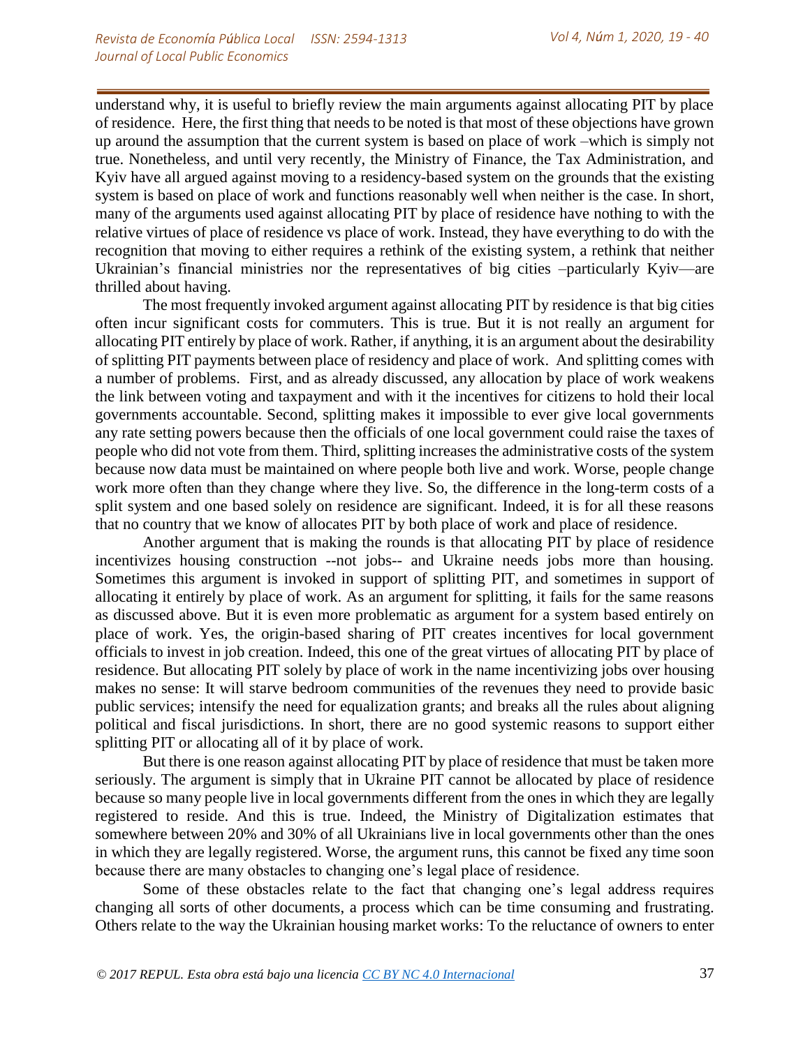understand why, it is useful to briefly review the main arguments against allocating PIT by place of residence. Here, the first thing that needs to be noted is that most of these objections have grown up around the assumption that the current system is based on place of work –which is simply not true. Nonetheless, and until very recently, the Ministry of Finance, the Tax Administration, and Kyiv have all argued against moving to a residency-based system on the grounds that the existing system is based on place of work and functions reasonably well when neither is the case. In short, many of the arguments used against allocating PIT by place of residence have nothing to with the relative virtues of place of residence vs place of work. Instead, they have everything to do with the recognition that moving to either requires a rethink of the existing system, a rethink that neither Ukrainian's financial ministries nor the representatives of big cities –particularly Kyiv—are thrilled about having.

The most frequently invoked argument against allocating PIT by residence is that big cities often incur significant costs for commuters. This is true. But it is not really an argument for allocating PIT entirely by place of work. Rather, if anything, it is an argument about the desirability of splitting PIT payments between place of residency and place of work. And splitting comes with a number of problems. First, and as already discussed, any allocation by place of work weakens the link between voting and taxpayment and with it the incentives for citizens to hold their local governments accountable. Second, splitting makes it impossible to ever give local governments any rate setting powers because then the officials of one local government could raise the taxes of people who did not vote from them. Third, splitting increases the administrative costs of the system because now data must be maintained on where people both live and work. Worse, people change work more often than they change where they live. So, the difference in the long-term costs of a split system and one based solely on residence are significant. Indeed, it is for all these reasons that no country that we know of allocates PIT by both place of work and place of residence.

Another argument that is making the rounds is that allocating PIT by place of residence incentivizes housing construction --not jobs-- and Ukraine needs jobs more than housing. Sometimes this argument is invoked in support of splitting PIT, and sometimes in support of allocating it entirely by place of work. As an argument for splitting, it fails for the same reasons as discussed above. But it is even more problematic as argument for a system based entirely on place of work. Yes, the origin-based sharing of PIT creates incentives for local government officials to invest in job creation. Indeed, this one of the great virtues of allocating PIT by place of residence. But allocating PIT solely by place of work in the name incentivizing jobs over housing makes no sense: It will starve bedroom communities of the revenues they need to provide basic public services; intensify the need for equalization grants; and breaks all the rules about aligning political and fiscal jurisdictions. In short, there are no good systemic reasons to support either splitting PIT or allocating all of it by place of work.

But there is one reason against allocating PIT by place of residence that must be taken more seriously. The argument is simply that in Ukraine PIT cannot be allocated by place of residence because so many people live in local governments different from the ones in which they are legally registered to reside. And this is true. Indeed, the Ministry of Digitalization estimates that somewhere between 20% and 30% of all Ukrainians live in local governments other than the ones in which they are legally registered. Worse, the argument runs, this cannot be fixed any time soon because there are many obstacles to changing one's legal place of residence.

Some of these obstacles relate to the fact that changing one's legal address requires changing all sorts of other documents, a process which can be time consuming and frustrating. Others relate to the way the Ukrainian housing market works: To the reluctance of owners to enter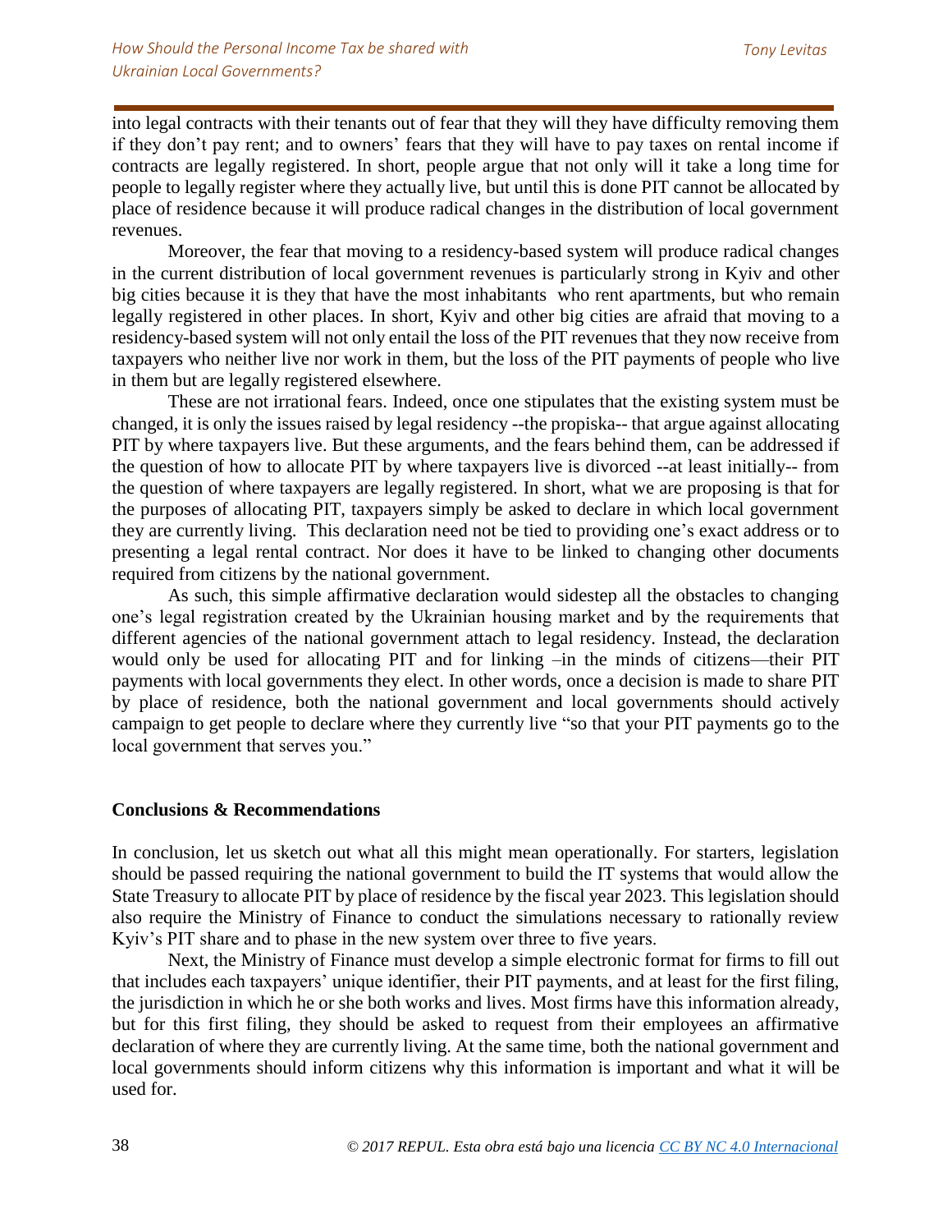into legal contracts with their tenants out of fear that they will they have difficulty removing them if they don't pay rent; and to owners' fears that they will have to pay taxes on rental income if contracts are legally registered. In short, people argue that not only will it take a long time for people to legally register where they actually live, but until this is done PIT cannot be allocated by place of residence because it will produce radical changes in the distribution of local government revenues.

Moreover, the fear that moving to a residency-based system will produce radical changes in the current distribution of local government revenues is particularly strong in Kyiv and other big cities because it is they that have the most inhabitants who rent apartments, but who remain legally registered in other places. In short, Kyiv and other big cities are afraid that moving to a residency-based system will not only entail the loss of the PIT revenues that they now receive from taxpayers who neither live nor work in them, but the loss of the PIT payments of people who live in them but are legally registered elsewhere.

These are not irrational fears. Indeed, once one stipulates that the existing system must be changed, it is only the issues raised by legal residency --the propiska-- that argue against allocating PIT by where taxpayers live. But these arguments, and the fears behind them, can be addressed if the question of how to allocate PIT by where taxpayers live is divorced --at least initially-- from the question of where taxpayers are legally registered. In short, what we are proposing is that for the purposes of allocating PIT, taxpayers simply be asked to declare in which local government they are currently living. This declaration need not be tied to providing one's exact address or to presenting a legal rental contract. Nor does it have to be linked to changing other documents required from citizens by the national government.

As such, this simple affirmative declaration would sidestep all the obstacles to changing one's legal registration created by the Ukrainian housing market and by the requirements that different agencies of the national government attach to legal residency. Instead, the declaration would only be used for allocating PIT and for linking –in the minds of citizens—their PIT payments with local governments they elect. In other words, once a decision is made to share PIT by place of residence, both the national government and local governments should actively campaign to get people to declare where they currently live "so that your PIT payments go to the local government that serves you."

**Conclusions & Recommendations**

In conclusion, let us sketch out what all this might mean operationally. For starters, legislation should be passed requiring the national government to build the IT systems that would allow the State Treasury to allocate PIT by place of residence by the fiscal year 2023. This legislation should also require the Ministry of Finance to conduct the simulations necessary to rationally review Kyiv's PIT share and to phase in the new system over three to five years.

Next, the Ministry of Finance must develop a simple electronic format for firms to fill out that includes each taxpayers' unique identifier, their PIT payments, and at least for the first filing, the jurisdiction in which he or she both works and lives. Most firms have this information already, but for this first filing, they should be asked to request from their employees an affirmative declaration of where they are currently living. At the same time, both the national government and local governments should inform citizens why this information is important and what it will be used for.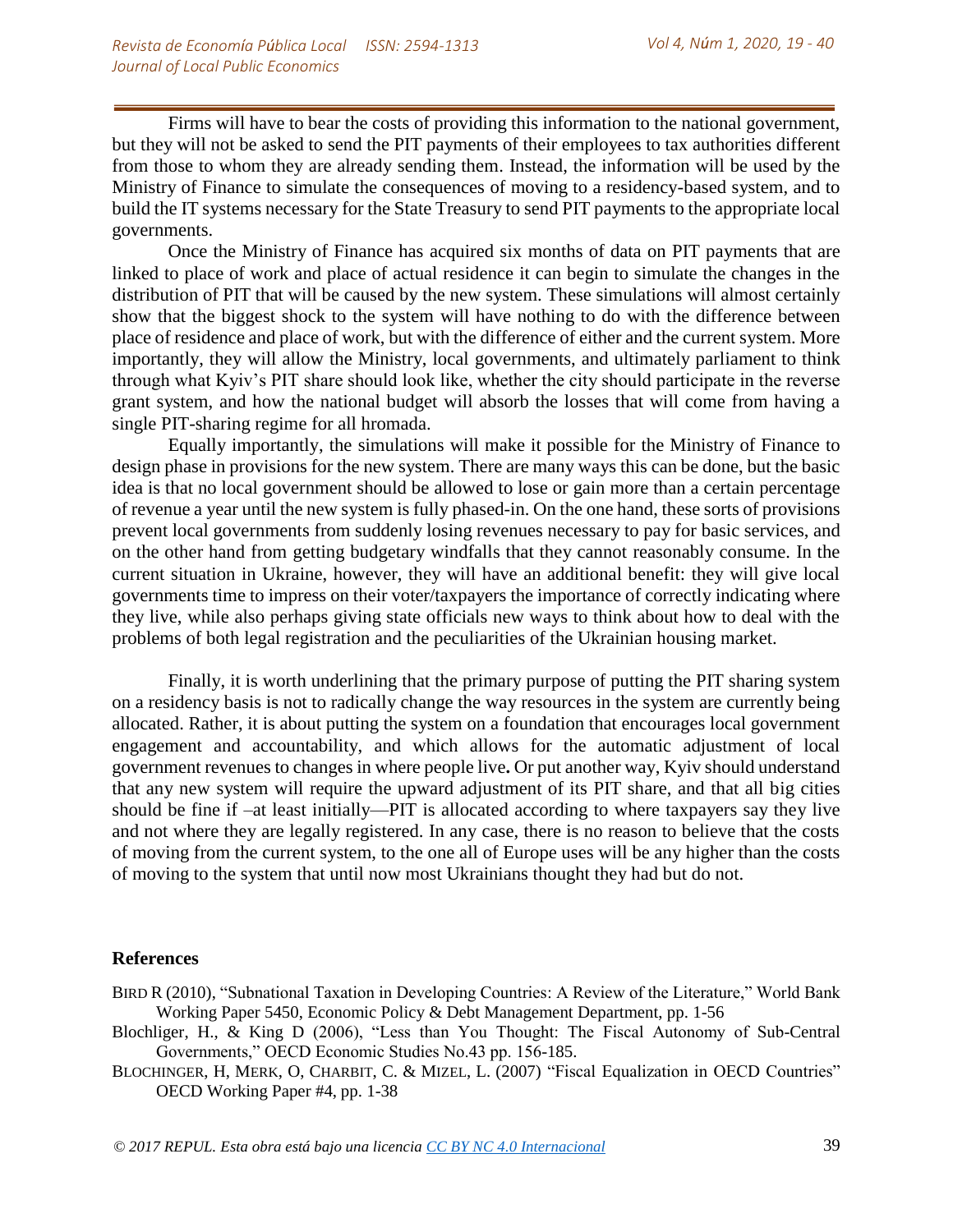Firms will have to bear the costs of providing this information to the national government, but they will not be asked to send the PIT payments of their employees to tax authorities different from those to whom they are already sending them. Instead, the information will be used by the Ministry of Finance to simulate the consequences of moving to a residency-based system, and to build the IT systems necessary for the State Treasury to send PIT payments to the appropriate local governments.

Once the Ministry of Finance has acquired six months of data on PIT payments that are linked to place of work and place of actual residence it can begin to simulate the changes in the distribution of PIT that will be caused by the new system. These simulations will almost certainly show that the biggest shock to the system will have nothing to do with the difference between place of residence and place of work, but with the difference of either and the current system. More importantly, they will allow the Ministry, local governments, and ultimately parliament to think through what Kyiv's PIT share should look like, whether the city should participate in the reverse grant system, and how the national budget will absorb the losses that will come from having a single PIT-sharing regime for all hromada.

Equally importantly, the simulations will make it possible for the Ministry of Finance to design phase in provisions for the new system. There are many ways this can be done, but the basic idea is that no local government should be allowed to lose or gain more than a certain percentage of revenue a year until the new system is fully phased-in. On the one hand, these sorts of provisions prevent local governments from suddenly losing revenues necessary to pay for basic services, and on the other hand from getting budgetary windfalls that they cannot reasonably consume. In the current situation in Ukraine, however, they will have an additional benefit: they will give local governments time to impress on their voter/taxpayers the importance of correctly indicating where they live, while also perhaps giving state officials new ways to think about how to deal with the problems of both legal registration and the peculiarities of the Ukrainian housing market.

Finally, it is worth underlining that the primary purpose of putting the PIT sharing system on a residency basis is not to radically change the way resources in the system are currently being allocated. Rather, it is about putting the system on a foundation that encourages local government engagement and accountability, and which allows for the automatic adjustment of local government revenues to changes in where people live**.** Or put another way, Kyiv should understand that any new system will require the upward adjustment of its PIT share, and that all big cities should be fine if –at least initially—PIT is allocated according to where taxpayers say they live and not where they are legally registered. In any case, there is no reason to believe that the costs of moving from the current system, to the one all of Europe uses will be any higher than the costs of moving to the system that until now most Ukrainians thought they had but do not.

## References

BIRD R (2010), "Subnational Taxation in Developing Countries: A Review of the Literature," World Bank Working Paper 5450, Economic Policy & Debt Management Department, pp. 1-56

Blochliger, H., & King D (2006), "Less than You Thought: The Fiscal Autonomy of Sub-Central Governments," OECD Economic Studies No.43 pp. 156-185.

BLOCHINGER, H, MERK, O, CHARBIT, C. & MIZEL, L. (2007) "Fiscal Equalization in OECD Countries" OECD Working Paper #4, pp. 1-38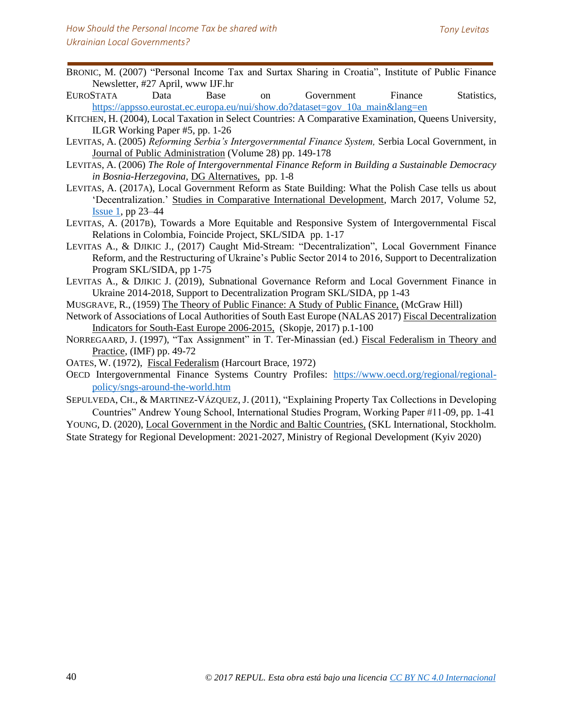BRONIC, M. (2007) "Personal Income Tax and Surtax Sharing in Croatia", Institute of Public Finance Newsletter, #27 April, www IJF.hr

EUROSTATA Data Base on Government Finance Statistics, https://appsso.eurostat.ec.europa.eu/nui/show.do?dataset=gov_10a_main&lang=en

KITCHEN, H. (2004), Local Taxation in Select Countries: A Comparative Examination, Queens University, ILGR Working Paper #5, pp. 1-26

LEVITAS, A. (2005) *Reforming Serbia's Intergovernmental Finance System,* Serbia Local Government, in Journal of Public Administration (Volume 28) pp. 149-178

LEVITAS, A. (2006) *The Role of Intergovernmental Finance Reform in Building a Sustainable Democracy in Bosnia-Herzegovina,* DG Alternatives, pp. 1-8

LEVITAS, A. (2017A), Local Government Reform as State Building: What the Polish Case tells us about 'Decentralization.' Studies in Comparative International Development, March 2017, Volume 52, Issue 1, pp 23–44

LEVITAS, A. (2017B), Towards a More Equitable and Responsive System of Intergovernmental Fiscal Relations in Colombia, Foincide Project, SKL/SIDA pp. 1-17

LEVITAS A., & DJIKIC J., (2017) Caught Mid-Stream: "Decentralization", Local Government Finance Reform, and the Restructuring of Ukraine's Public Sector 2014 to 2016, Support to Decentralization Program SKL/SIDA, pp 1-75

LEVITAS A., & DJIKIC J. (2019), Subnational Governance Reform and Local Government Finance in Ukraine 2014-2018, Support to Decentralization Program SKL/SIDA, pp 1-43

MUSGRAVE, R., (1959) The Theory of Public Finance: A Study of Public Finance, (McGraw Hill)

Network of Associations of Local Authorities of South East Europe (NALAS 2017) Fiscal Decentralization Indicators for South-East Europe 2006-2015, (Skopje, 2017) p.1-100

NORREGAARD, J. (1997), "Tax Assignment" in T. Ter-Minassian (ed.) Fiscal Federalism in Theory and Practice, (IMF) pp. 49-72

OATES, W. (1972), Fiscal Federalism (Harcourt Brace, 1972)

OECD Intergovernmental Finance Systems Country Profiles: https://www.oecd.org/regional/regional-policy/sngs-around-the-world.htm

SEPULVEDA, CH., & MARTINEZ-VÁZQUEZ, J. (2011), "Explaining Property Tax Collections in Developing Countries" Andrew Young School, International Studies Program, Working Paper #11-09, pp. 1-41

YOUNG, D. (2020), Local Government in the Nordic and Baltic Countries, (SKL International, Stockholm.

State Strategy for Regional Development: 2021-2027, Ministry of Regional Development (Kyiv 2020)